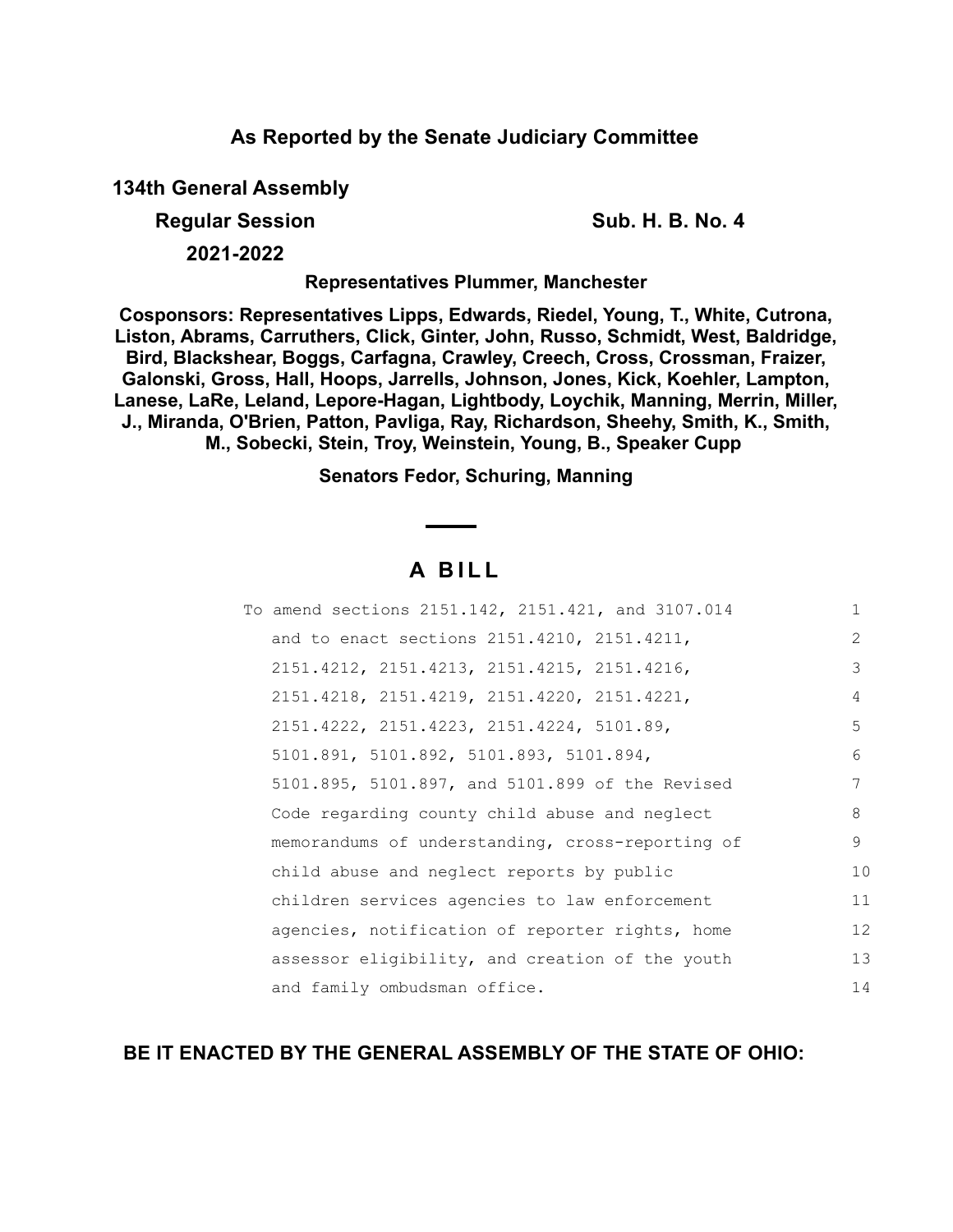**As Reported by the Senate Judiciary Committee**

**134th General Assembly**

**Regular Session** **Sub. H. B. No. 4**

**2021-2022**

**Representatives Plummer, Manchester**

**Cosponsors: Representatives Lipps, Edwards, Riedel, Young, T., White, Cutrona, Liston, Abrams, Carruthers, Click, Ginter, John, Russo, Schmidt, West, Baldridge, Bird, Blackshear, Boggs, Carfagna, Crawley, Creech, Cross, Crossman, Fraizer, Galonski, Gross, Hall, Hoops, Jarrells, Johnson, Jones, Kick, Koehler, Lampton, Lanese, LaRe, Leland, Lepore-Hagan, Lightbody, Loychik, Manning, Merrin, Miller, J., Miranda, O'Brien, Patton, Pavliga, Ray, Richardson, Sheehy, Smith, K., Smith, M., Sobecki, Stein, Troy, Weinstein, Young, B., Speaker Cupp**

**Senators Fedor, Schuring, Manning**

# A BILL

To amend sections 2151.142, 2151.421, and 3107.014 and to enact sections 2151.4210, 2151.4211, 2151.4212, 2151.4213, 2151.4215, 2151.4216, 2151.4218, 2151.4219, 2151.4220, 2151.4221, 2151.4222, 2151.4223, 2151.4224, 5101.89, 5101.891, 5101.892, 5101.893, 5101.894, 5101.895, 5101.897, and 5101.899 of the Revised Code regarding county child abuse and neglect memorandums of understanding, cross-reporting of child abuse and neglect reports by public children services agencies to law enforcement agencies, notification of reporter rights, home assessor eligibility, and creation of the youth and family ombudsman office.

**BE IT ENACTED BY THE GENERAL ASSEMBLY OF THE STATE OF OHIO:**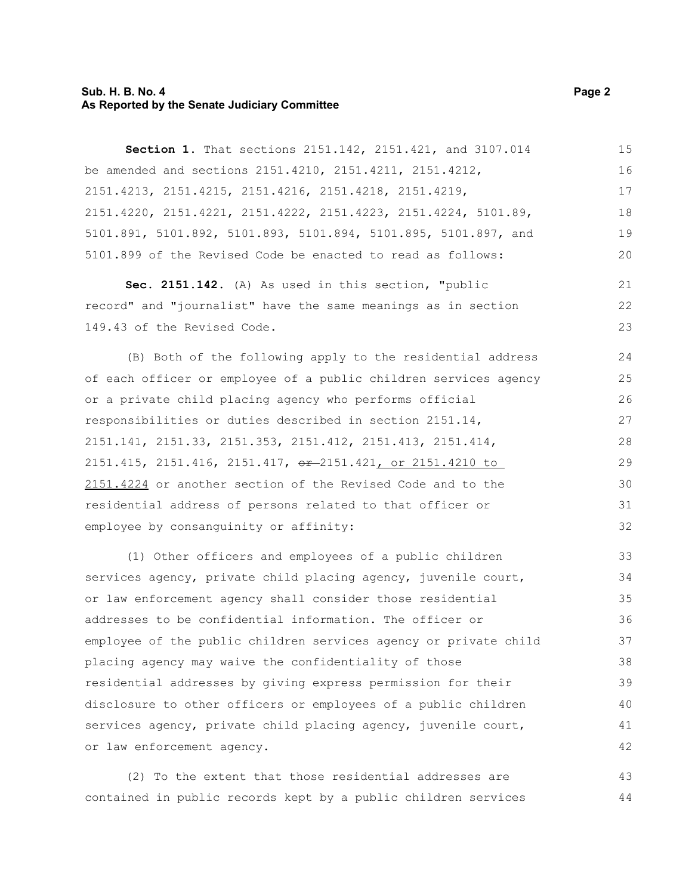**Section 1.** That sections 2151.142, 2151.421, and 3107.014 be amended and sections 2151.4210, 2151.4211, 2151.4212, 2151.4213, 2151.4215, 2151.4216, 2151.4218, 2151.4219, 2151.4220, 2151.4221, 2151.4222, 2151.4223, 2151.4224, 5101.89, 5101.891, 5101.892, 5101.893, 5101.894, 5101.895, 5101.897, and 5101.899 of the Revised Code be enacted to read as follows:

**Sec. 2151.142.** (A) As used in this section, "public record" and "journalist" have the same meanings as in section 149.43 of the Revised Code.

(B) Both of the following apply to the residential address of each officer or employee of a public children services agency or a private child placing agency who performs official responsibilities or duties described in section 2151.14, 2151.141, 2151.33, 2151.353, 2151.412, 2151.413, 2151.414, 2151.415, 2151.416, 2151.417, ~~or~~ 2151.421, or 2151.4210 to 2151.4224 or another section of the Revised Code and to the residential address of persons related to that officer or employee by consanguinity or affinity:

(1) Other officers and employees of a public children services agency, private child placing agency, juvenile court, or law enforcement agency shall consider those residential addresses to be confidential information. The officer or employee of the public children services agency or private child placing agency may waive the confidentiality of those residential addresses by giving express permission for their disclosure to other officers or employees of a public children services agency, private child placing agency, juvenile court, or law enforcement agency.

(2) To the extent that those residential addresses are contained in public records kept by a public children services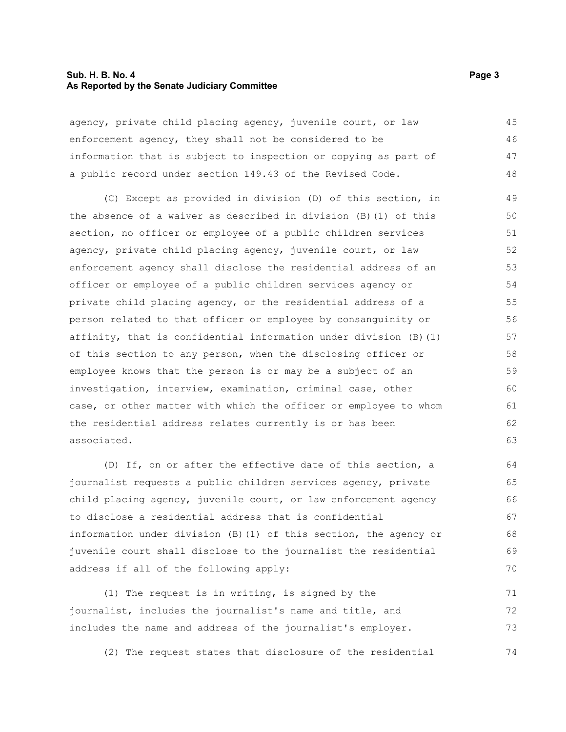agency, private child placing agency, juvenile court, or law enforcement agency, they shall not be considered to be information that is subject to inspection or copying as part of a public record under section 149.43 of the Revised Code.

(C) Except as provided in division (D) of this section, in the absence of a waiver as described in division (B)(1) of this section, no officer or employee of a public children services agency, private child placing agency, juvenile court, or law enforcement agency shall disclose the residential address of an officer or employee of a public children services agency or private child placing agency, or the residential address of a person related to that officer or employee by consanguinity or affinity, that is confidential information under division (B)(1) of this section to any person, when the disclosing officer or employee knows that the person is or may be a subject of an investigation, interview, examination, criminal case, other case, or other matter with which the officer or employee to whom the residential address relates currently is or has been associated.

(D) If, on or after the effective date of this section, a journalist requests a public children services agency, private child placing agency, juvenile court, or law enforcement agency to disclose a residential address that is confidential information under division (B)(1) of this section, the agency or juvenile court shall disclose to the journalist the residential address if all of the following apply:

(1) The request is in writing, is signed by the journalist, includes the journalist's name and title, and includes the name and address of the journalist's employer.

(2) The request states that disclosure of the residential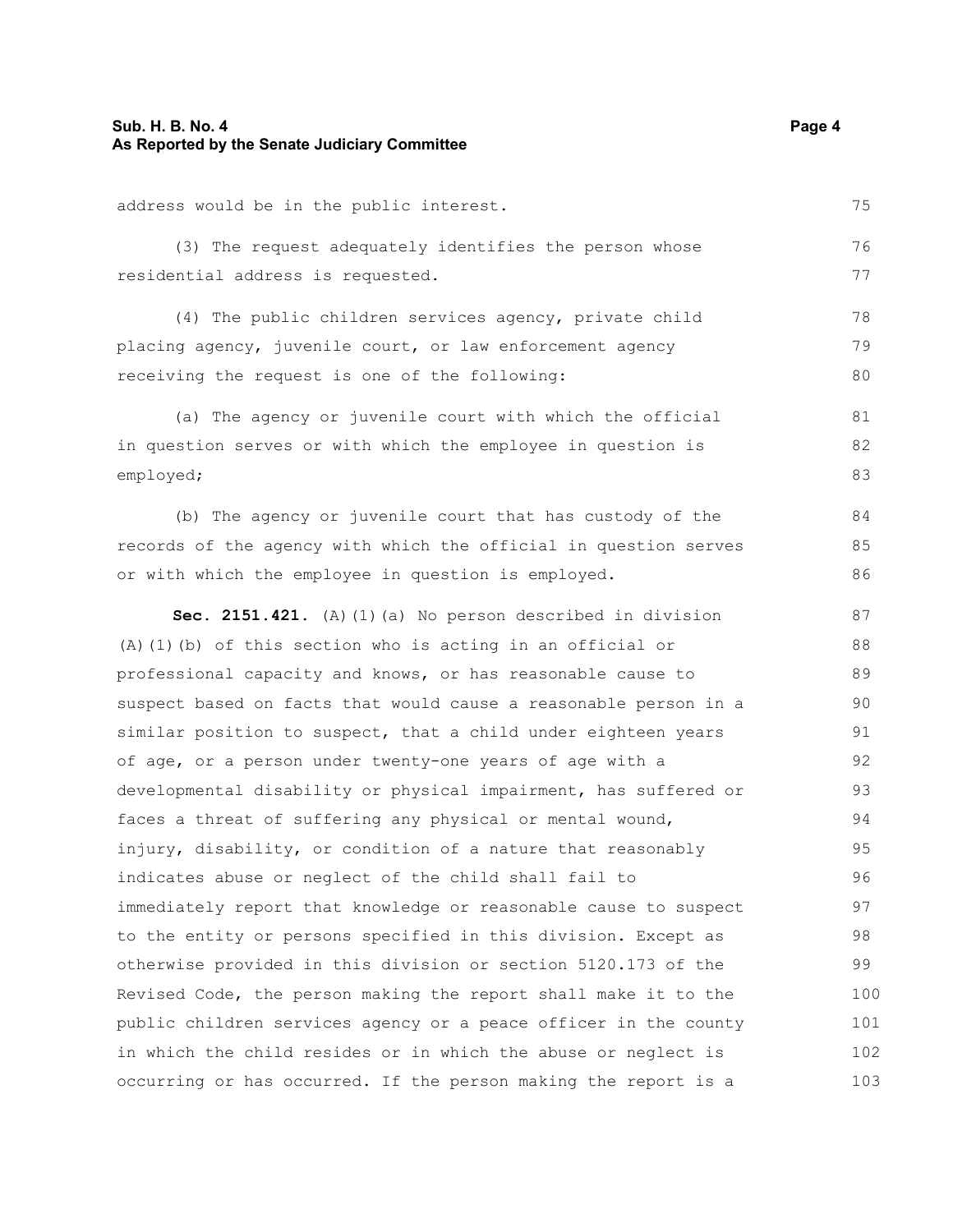address would be in the public interest.

(3) The request adequately identifies the person whose residential address is requested.

(4) The public children services agency, private child placing agency, juvenile court, or law enforcement agency receiving the request is one of the following:

(a) The agency or juvenile court with which the official in question serves or with which the employee in question is employed;

(b) The agency or juvenile court that has custody of the records of the agency with which the official in question serves or with which the employee in question is employed.

**Sec. 2151.421.** (A)(1)(a) No person described in division (A)(1)(b) of this section who is acting in an official or professional capacity and knows, or has reasonable cause to suspect based on facts that would cause a reasonable person in a similar position to suspect, that a child under eighteen years of age, or a person under twenty-one years of age with a developmental disability or physical impairment, has suffered or faces a threat of suffering any physical or mental wound, injury, disability, or condition of a nature that reasonably indicates abuse or neglect of the child shall fail to immediately report that knowledge or reasonable cause to suspect to the entity or persons specified in this division. Except as otherwise provided in this division or section 5120.173 of the Revised Code, the person making the report shall make it to the public children services agency or a peace officer in the county in which the child resides or in which the abuse or neglect is occurring or has occurred. If the person making the report is a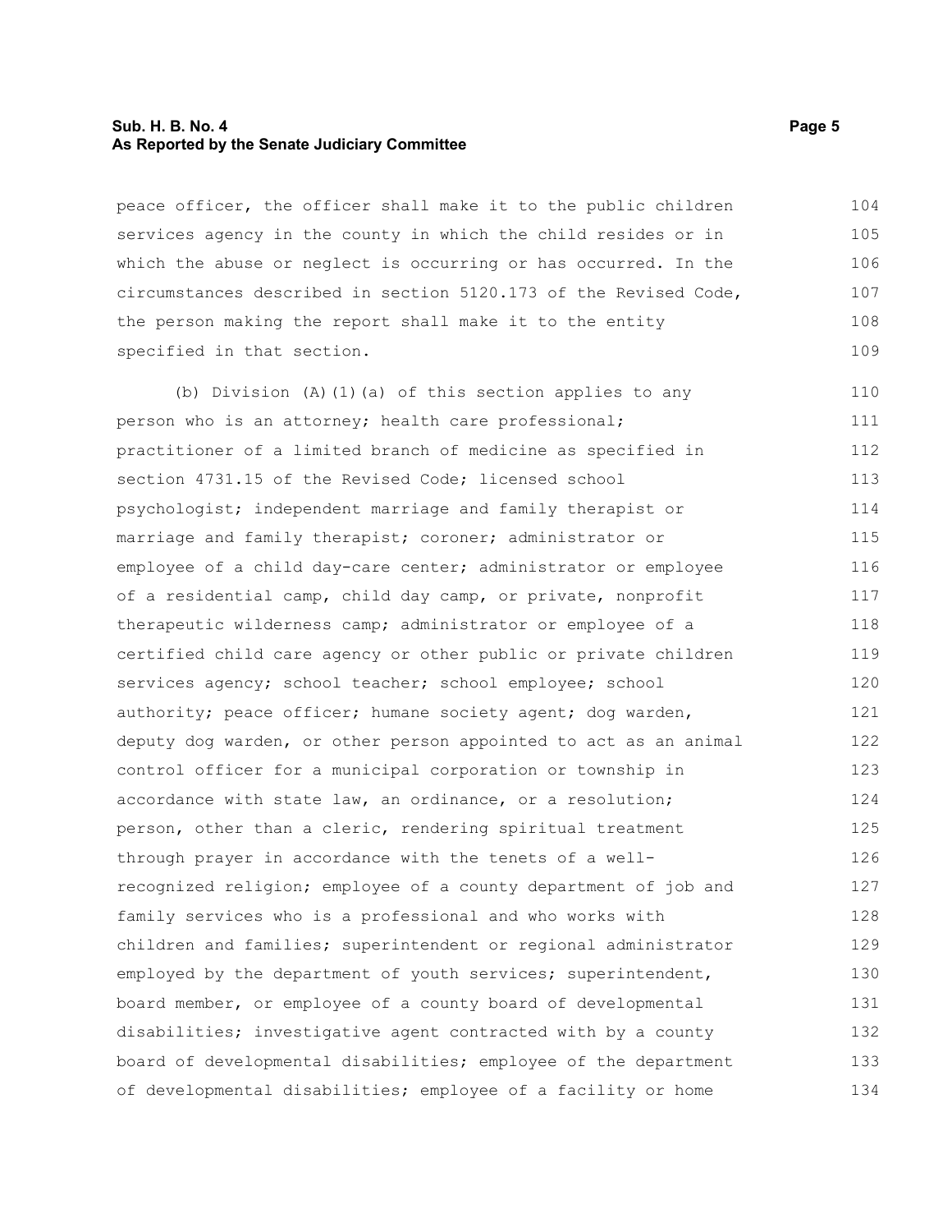peace officer, the officer shall make it to the public children services agency in the county in which the child resides or in which the abuse or neglect is occurring or has occurred. In the circumstances described in section 5120.173 of the Revised Code, the person making the report shall make it to the entity specified in that section.

(b) Division (A)(1)(a) of this section applies to any person who is an attorney; health care professional; practitioner of a limited branch of medicine as specified in section 4731.15 of the Revised Code; licensed school psychologist; independent marriage and family therapist or marriage and family therapist; coroner; administrator or employee of a child day-care center; administrator or employee of a residential camp, child day camp, or private, nonprofit therapeutic wilderness camp; administrator or employee of a certified child care agency or other public or private children services agency; school teacher; school employee; school authority; peace officer; humane society agent; dog warden, deputy dog warden, or other person appointed to act as an animal control officer for a municipal corporation or township in accordance with state law, an ordinance, or a resolution; person, other than a cleric, rendering spiritual treatment through prayer in accordance with the tenets of a well-recognized religion; employee of a county department of job and family services who is a professional and who works with children and families; superintendent or regional administrator employed by the department of youth services; superintendent, board member, or employee of a county board of developmental disabilities; investigative agent contracted with by a county board of developmental disabilities; employee of the department of developmental disabilities; employee of a facility or home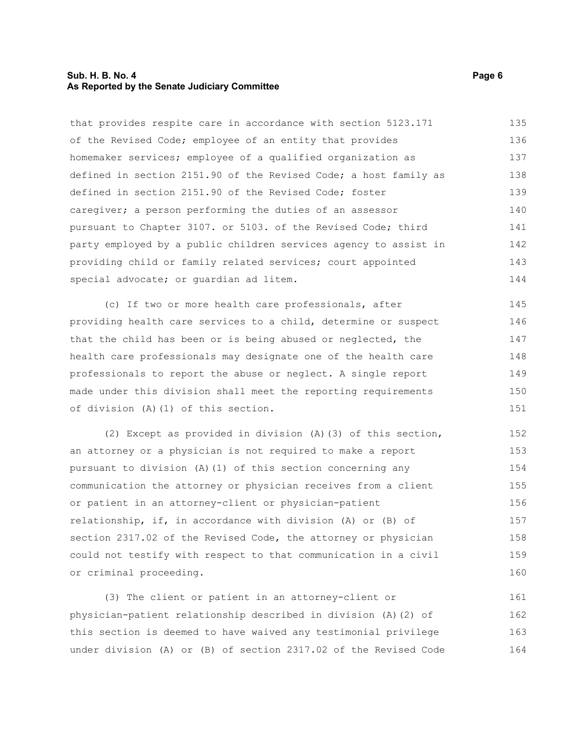that provides respite care in accordance with section 5123.171 of the Revised Code; employee of an entity that provides homemaker services; employee of a qualified organization as defined in section 2151.90 of the Revised Code; a host family as defined in section 2151.90 of the Revised Code; foster caregiver; a person performing the duties of an assessor pursuant to Chapter 3107. or 5103. of the Revised Code; third party employed by a public children services agency to assist in providing child or family related services; court appointed special advocate; or guardian ad litem.

(c) If two or more health care professionals, after providing health care services to a child, determine or suspect that the child has been or is being abused or neglected, the health care professionals may designate one of the health care professionals to report the abuse or neglect. A single report made under this division shall meet the reporting requirements of division (A)(1) of this section.

(2) Except as provided in division (A)(3) of this section, an attorney or a physician is not required to make a report pursuant to division (A)(1) of this section concerning any communication the attorney or physician receives from a client or patient in an attorney-client or physician-patient relationship, if, in accordance with division (A) or (B) of section 2317.02 of the Revised Code, the attorney or physician could not testify with respect to that communication in a civil or criminal proceeding.

(3) The client or patient in an attorney-client or physician-patient relationship described in division (A)(2) of this section is deemed to have waived any testimonial privilege under division (A) or (B) of section 2317.02 of the Revised Code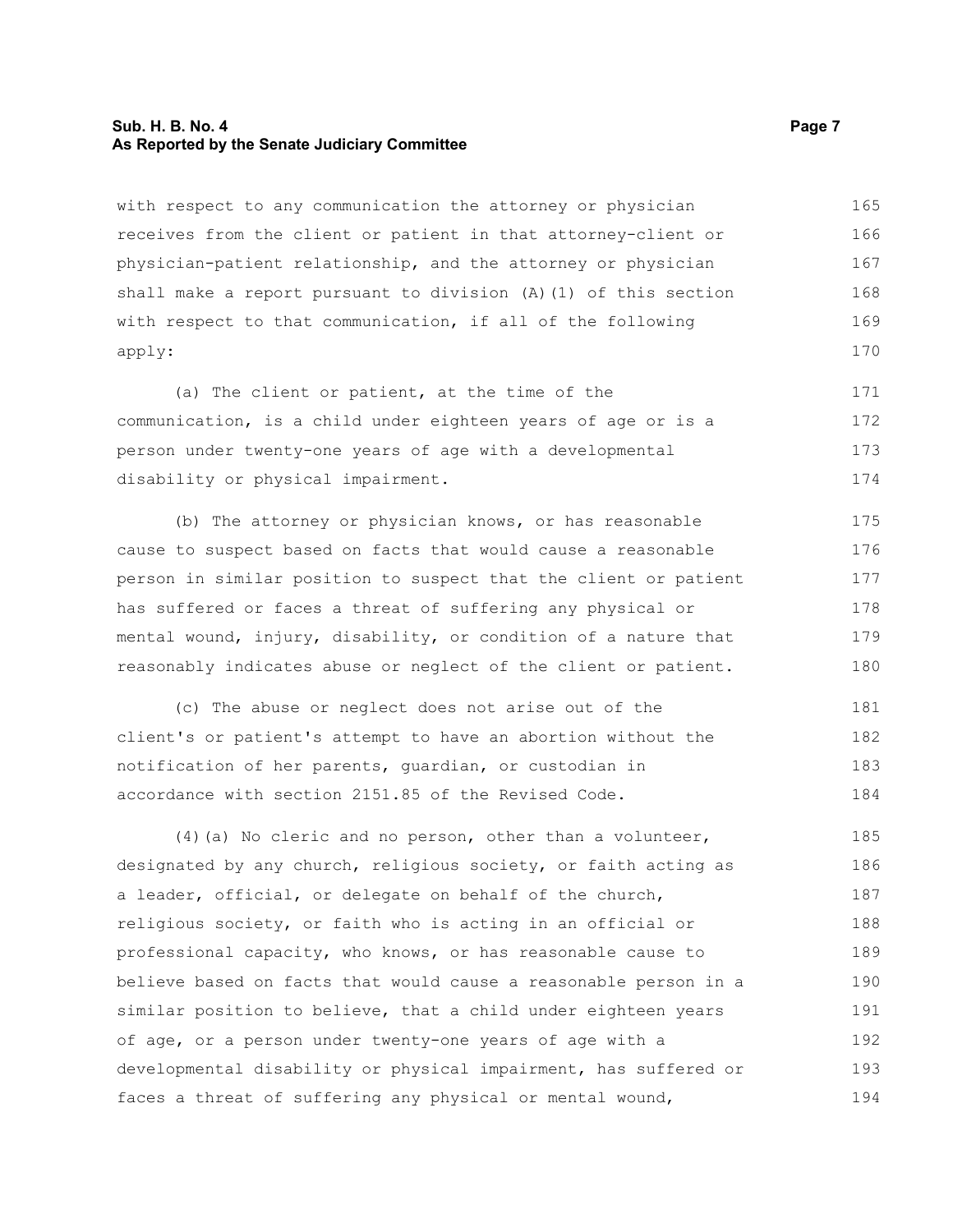with respect to any communication the attorney or physician receives from the client or patient in that attorney-client or physician-patient relationship, and the attorney or physician shall make a report pursuant to division (A)(1) of this section with respect to that communication, if all of the following apply:

(a) The client or patient, at the time of the communication, is a child under eighteen years of age or is a person under twenty-one years of age with a developmental disability or physical impairment.

(b) The attorney or physician knows, or has reasonable cause to suspect based on facts that would cause a reasonable person in similar position to suspect that the client or patient has suffered or faces a threat of suffering any physical or mental wound, injury, disability, or condition of a nature that reasonably indicates abuse or neglect of the client or patient.

(c) The abuse or neglect does not arise out of the client's or patient's attempt to have an abortion without the notification of her parents, guardian, or custodian in accordance with section 2151.85 of the Revised Code.

(4)(a) No cleric and no person, other than a volunteer, designated by any church, religious society, or faith acting as a leader, official, or delegate on behalf of the church, religious society, or faith who is acting in an official or professional capacity, who knows, or has reasonable cause to believe based on facts that would cause a reasonable person in a similar position to believe, that a child under eighteen years of age, or a person under twenty-one years of age with a developmental disability or physical impairment, has suffered or faces a threat of suffering any physical or mental wound,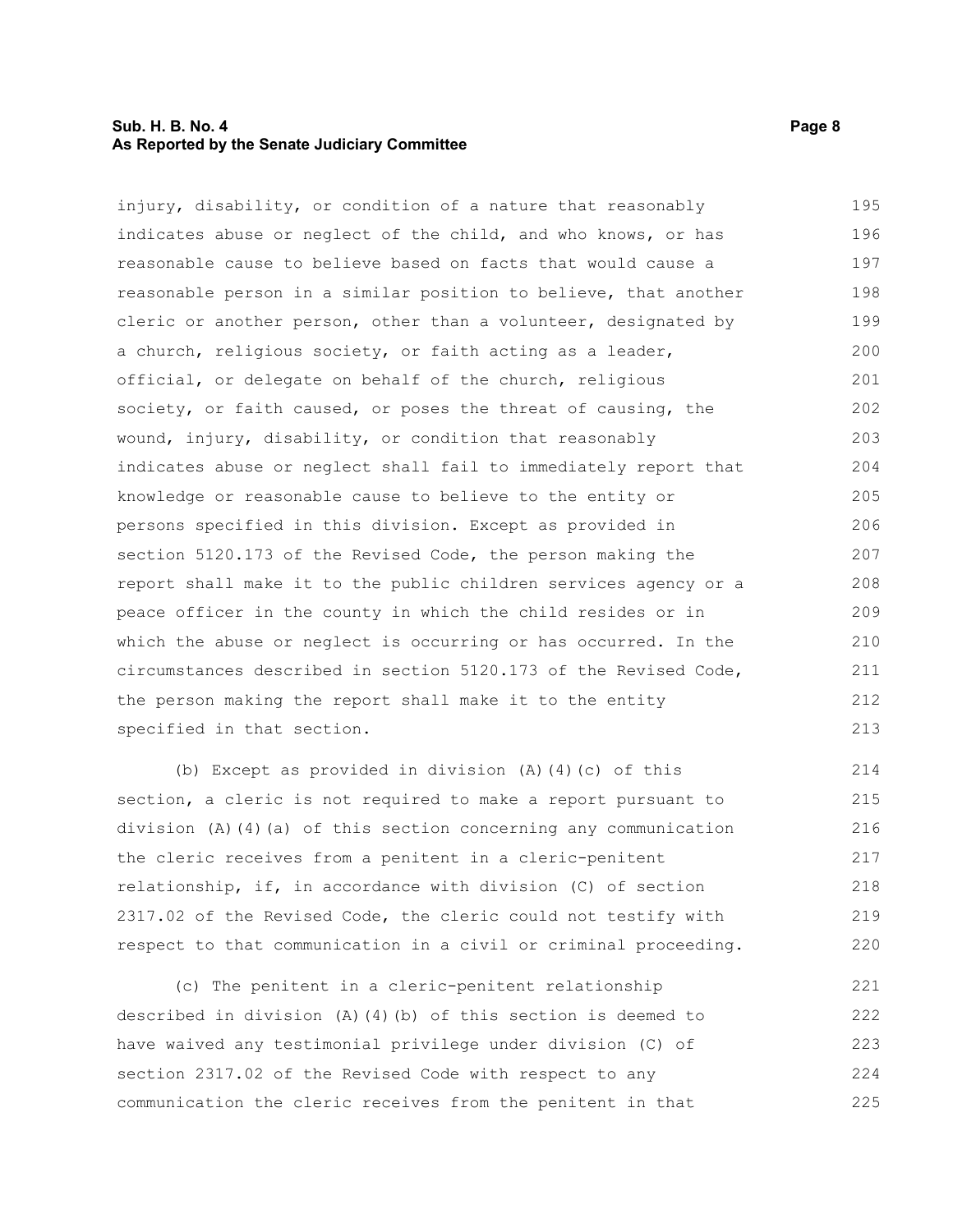injury, disability, or condition of a nature that reasonably indicates abuse or neglect of the child, and who knows, or has reasonable cause to believe based on facts that would cause a reasonable person in a similar position to believe, that another cleric or another person, other than a volunteer, designated by a church, religious society, or faith acting as a leader, official, or delegate on behalf of the church, religious society, or faith caused, or poses the threat of causing, the wound, injury, disability, or condition that reasonably indicates abuse or neglect shall fail to immediately report that knowledge or reasonable cause to believe to the entity or persons specified in this division. Except as provided in section 5120.173 of the Revised Code, the person making the report shall make it to the public children services agency or a peace officer in the county in which the child resides or in which the abuse or neglect is occurring or has occurred. In the circumstances described in section 5120.173 of the Revised Code, the person making the report shall make it to the entity specified in that section.

(b) Except as provided in division (A)(4)(c) of this section, a cleric is not required to make a report pursuant to division (A)(4)(a) of this section concerning any communication the cleric receives from a penitent in a cleric-penitent relationship, if, in accordance with division (C) of section 2317.02 of the Revised Code, the cleric could not testify with respect to that communication in a civil or criminal proceeding.

(c) The penitent in a cleric-penitent relationship described in division (A)(4)(b) of this section is deemed to have waived any testimonial privilege under division (C) of section 2317.02 of the Revised Code with respect to any communication the cleric receives from the penitent in that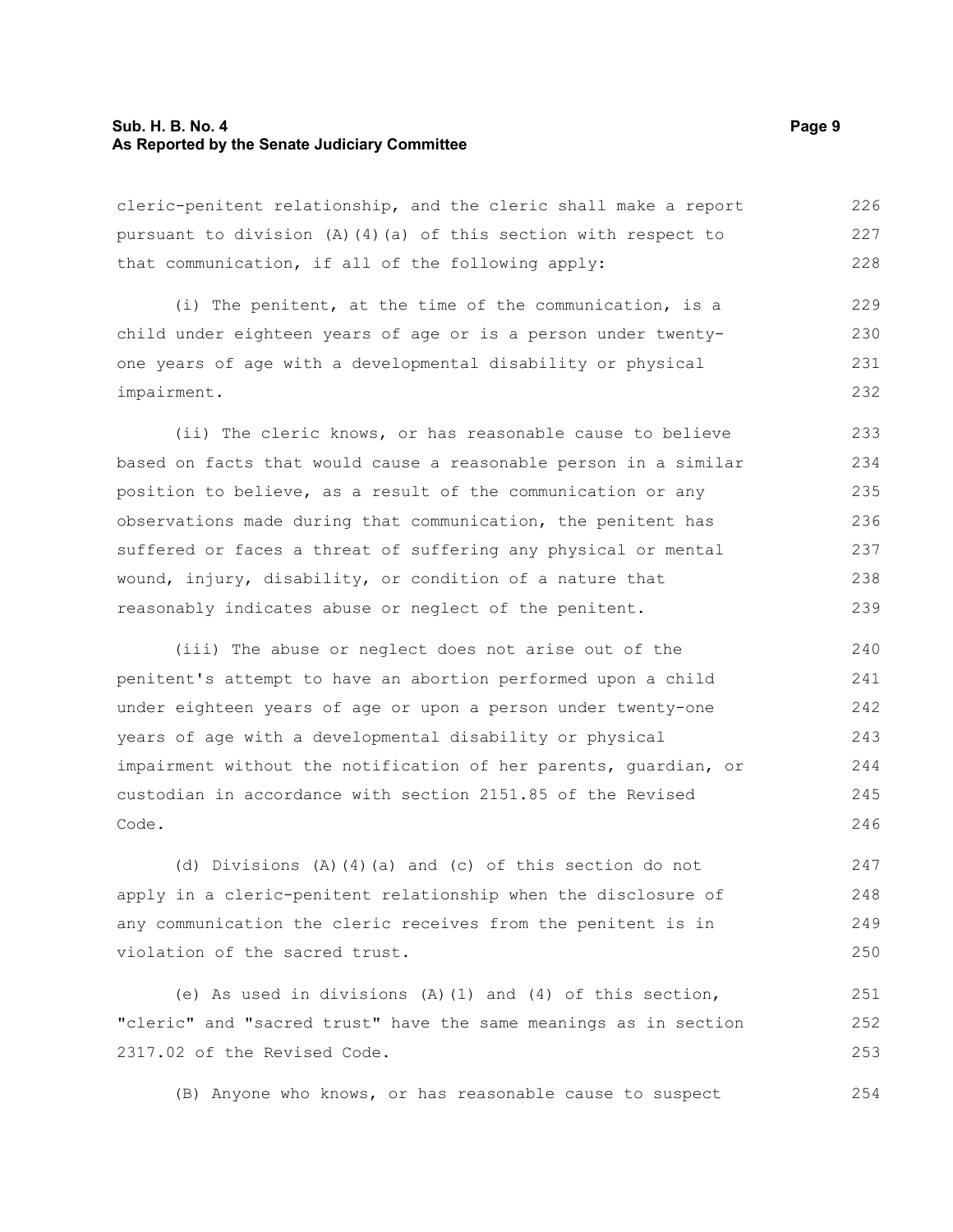cleric-penitent relationship, and the cleric shall make a report pursuant to division (A)(4)(a) of this section with respect to that communication, if all of the following apply:

(i) The penitent, at the time of the communication, is a child under eighteen years of age or is a person under twenty-one years of age with a developmental disability or physical impairment.

(ii) The cleric knows, or has reasonable cause to believe based on facts that would cause a reasonable person in a similar position to believe, as a result of the communication or any observations made during that communication, the penitent has suffered or faces a threat of suffering any physical or mental wound, injury, disability, or condition of a nature that reasonably indicates abuse or neglect of the penitent.

(iii) The abuse or neglect does not arise out of the penitent's attempt to have an abortion performed upon a child under eighteen years of age or upon a person under twenty-one years of age with a developmental disability or physical impairment without the notification of her parents, guardian, or custodian in accordance with section 2151.85 of the Revised Code.

(d) Divisions (A)(4)(a) and (c) of this section do not apply in a cleric-penitent relationship when the disclosure of any communication the cleric receives from the penitent is in violation of the sacred trust.

(e) As used in divisions (A)(1) and (4) of this section, "cleric" and "sacred trust" have the same meanings as in section 2317.02 of the Revised Code.

(B) Anyone who knows, or has reasonable cause to suspect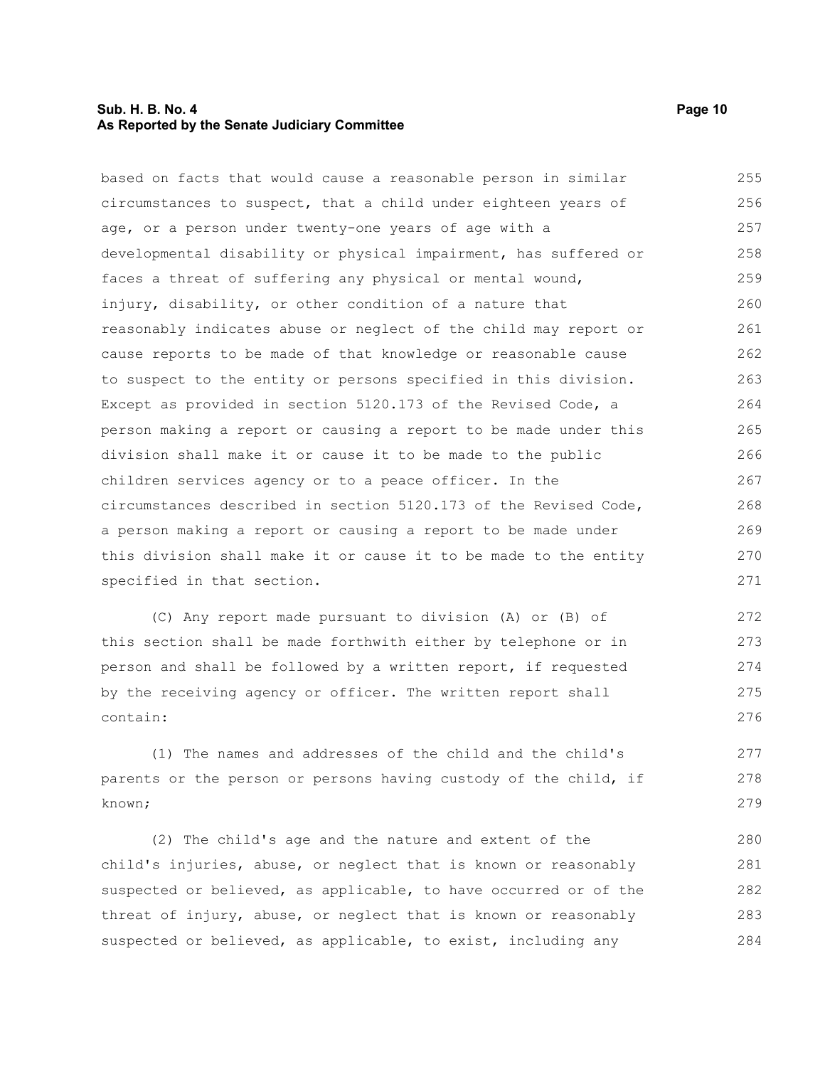based on facts that would cause a reasonable person in similar circumstances to suspect, that a child under eighteen years of age, or a person under twenty-one years of age with a developmental disability or physical impairment, has suffered or faces a threat of suffering any physical or mental wound, injury, disability, or other condition of a nature that reasonably indicates abuse or neglect of the child may report or cause reports to be made of that knowledge or reasonable cause to suspect to the entity or persons specified in this division. Except as provided in section 5120.173 of the Revised Code, a person making a report or causing a report to be made under this division shall make it or cause it to be made to the public children services agency or to a peace officer. In the circumstances described in section 5120.173 of the Revised Code, a person making a report or causing a report to be made under this division shall make it or cause it to be made to the entity specified in that section.

(C) Any report made pursuant to division (A) or (B) of this section shall be made forthwith either by telephone or in person and shall be followed by a written report, if requested by the receiving agency or officer. The written report shall contain:

(1) The names and addresses of the child and the child's parents or the person or persons having custody of the child, if known;

(2) The child's age and the nature and extent of the child's injuries, abuse, or neglect that is known or reasonably suspected or believed, as applicable, to have occurred or of the threat of injury, abuse, or neglect that is known or reasonably suspected or believed, as applicable, to exist, including any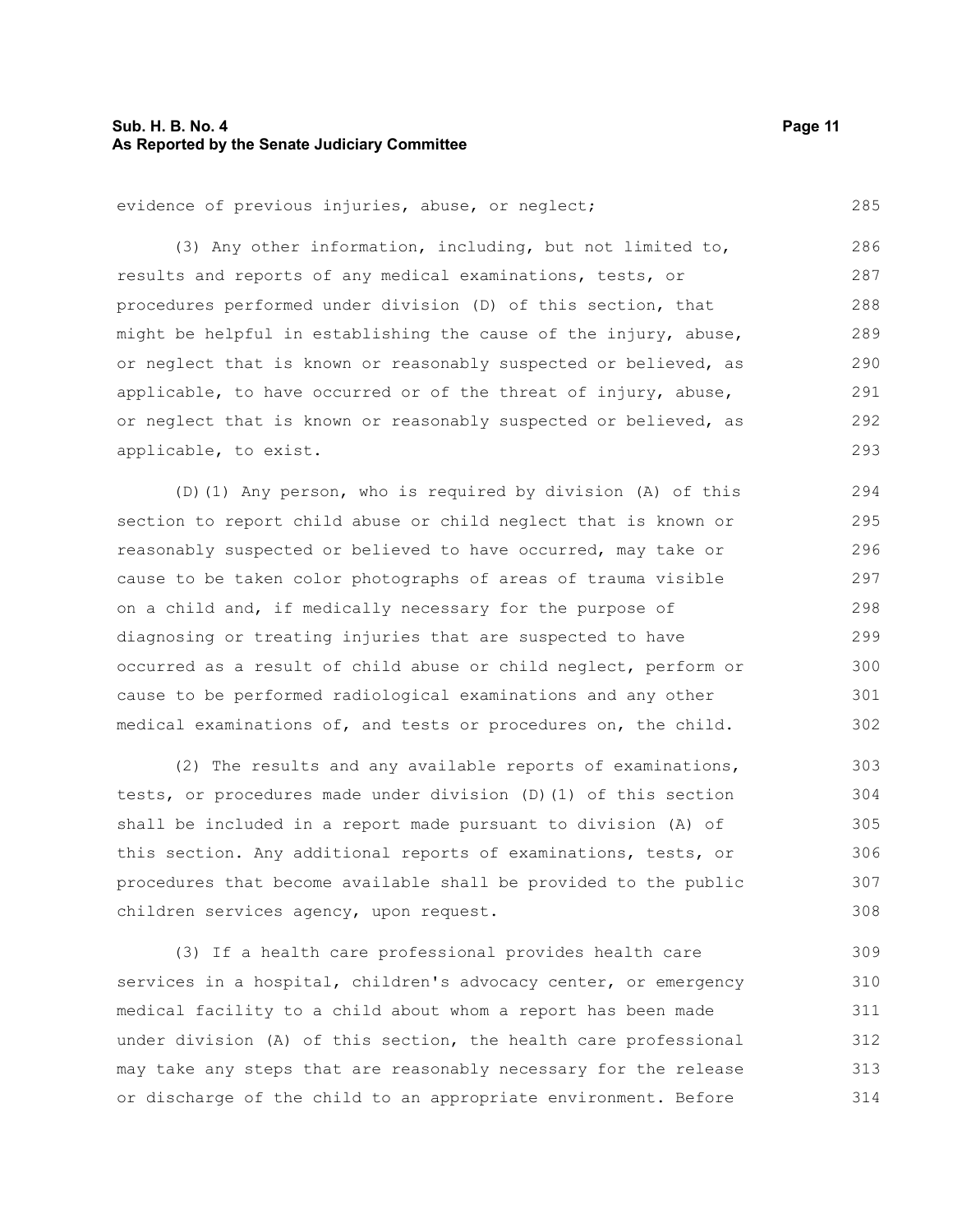evidence of previous injuries, abuse, or neglect;

(3) Any other information, including, but not limited to, results and reports of any medical examinations, tests, or procedures performed under division (D) of this section, that might be helpful in establishing the cause of the injury, abuse, or neglect that is known or reasonably suspected or believed, as applicable, to have occurred or of the threat of injury, abuse, or neglect that is known or reasonably suspected or believed, as applicable, to exist.

(D)(1) Any person, who is required by division (A) of this section to report child abuse or child neglect that is known or reasonably suspected or believed to have occurred, may take or cause to be taken color photographs of areas of trauma visible on a child and, if medically necessary for the purpose of diagnosing or treating injuries that are suspected to have occurred as a result of child abuse or child neglect, perform or cause to be performed radiological examinations and any other medical examinations of, and tests or procedures on, the child.

(2) The results and any available reports of examinations, tests, or procedures made under division (D)(1) of this section shall be included in a report made pursuant to division (A) of this section. Any additional reports of examinations, tests, or procedures that become available shall be provided to the public children services agency, upon request.

(3) If a health care professional provides health care services in a hospital, children's advocacy center, or emergency medical facility to a child about whom a report has been made under division (A) of this section, the health care professional may take any steps that are reasonably necessary for the release or discharge of the child to an appropriate environment. Before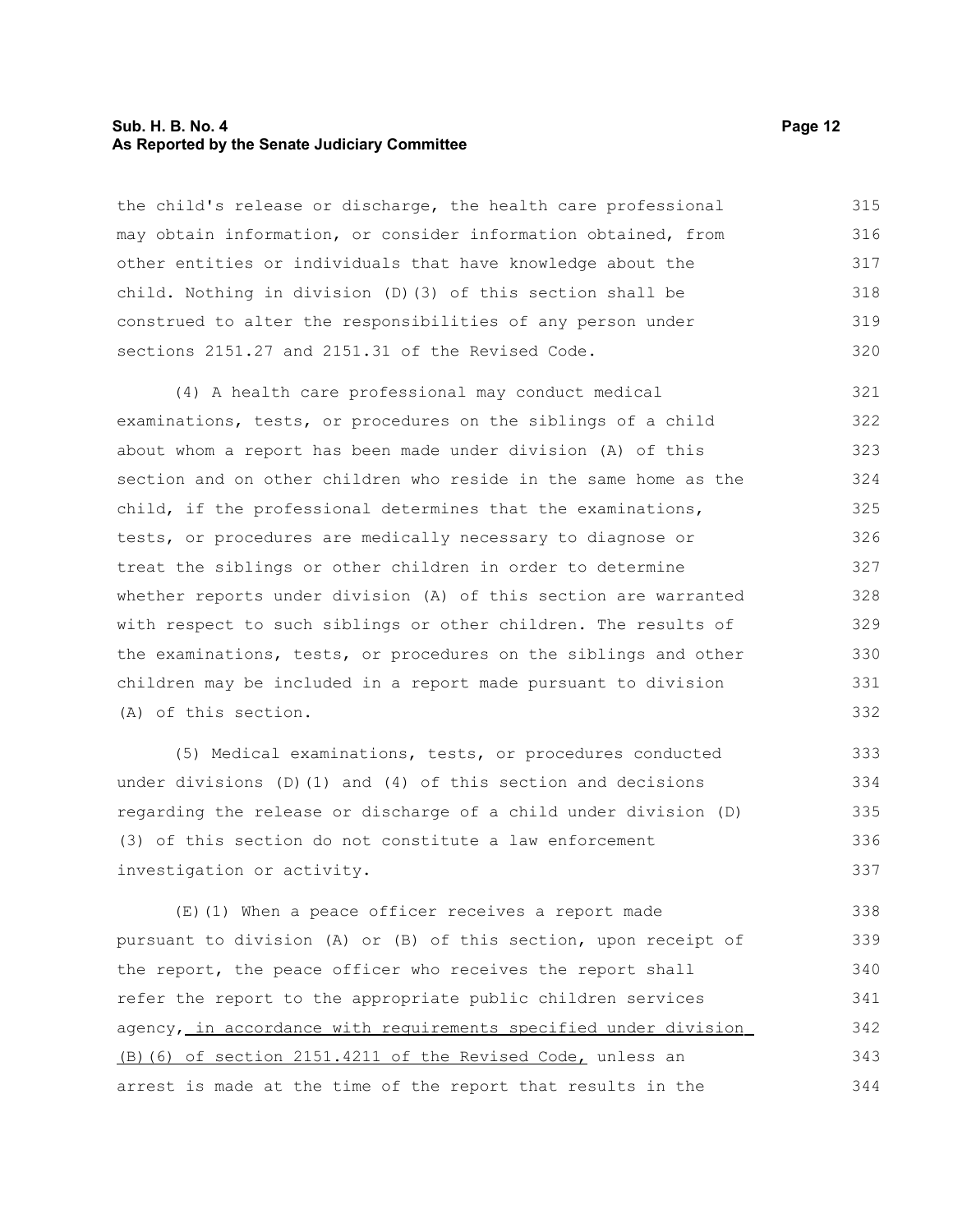the child's release or discharge, the health care professional may obtain information, or consider information obtained, from other entities or individuals that have knowledge about the child. Nothing in division (D)(3) of this section shall be construed to alter the responsibilities of any person under sections 2151.27 and 2151.31 of the Revised Code.

(4) A health care professional may conduct medical examinations, tests, or procedures on the siblings of a child about whom a report has been made under division (A) of this section and on other children who reside in the same home as the child, if the professional determines that the examinations, tests, or procedures are medically necessary to diagnose or treat the siblings or other children in order to determine whether reports under division (A) of this section are warranted with respect to such siblings or other children. The results of the examinations, tests, or procedures on the siblings and other children may be included in a report made pursuant to division (A) of this section.

(5) Medical examinations, tests, or procedures conducted under divisions (D)(1) and (4) of this section and decisions regarding the release or discharge of a child under division (D)(3) of this section do not constitute a law enforcement investigation or activity.

(E)(1) When a peace officer receives a report made pursuant to division (A) or (B) of this section, upon receipt of the report, the peace officer who receives the report shall refer the report to the appropriate public children services agency, in accordance with requirements specified under division (B)(6) of section 2151.4211 of the Revised Code, unless an arrest is made at the time of the report that results in the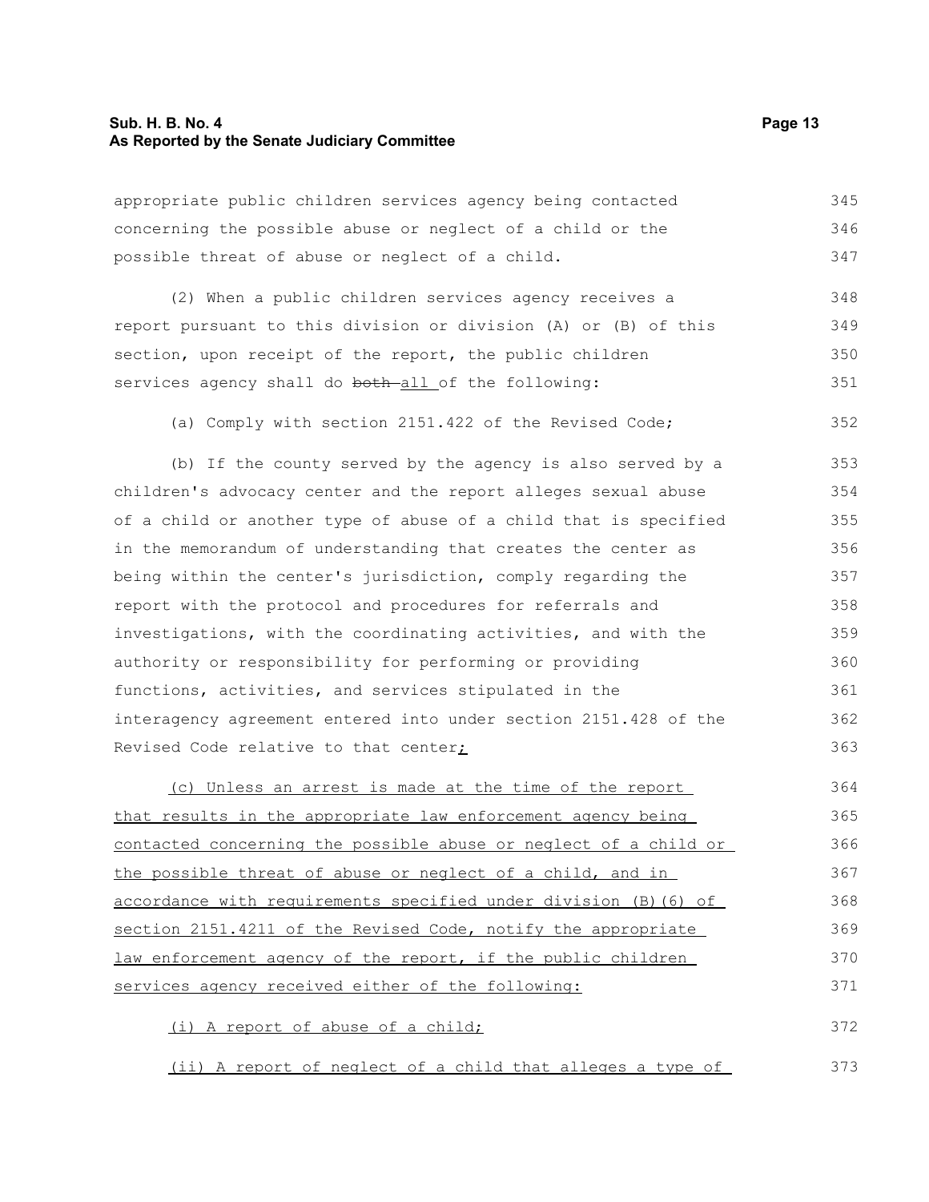appropriate public children services agency being contacted concerning the possible abuse or neglect of a child or the possible threat of abuse or neglect of a child.

(2) When a public children services agency receives a report pursuant to this division or division (A) or (B) of this section, upon receipt of the report, the public children services agency shall do ~~both~~ all of the following:

(a) Comply with section 2151.422 of the Revised Code;

(b) If the county served by the agency is also served by a children's advocacy center and the report alleges sexual abuse of a child or another type of abuse of a child that is specified in the memorandum of understanding that creates the center as being within the center's jurisdiction, comply regarding the report with the protocol and procedures for referrals and investigations, with the coordinating activities, and with the authority or responsibility for performing or providing functions, activities, and services stipulated in the interagency agreement entered into under section 2151.428 of the Revised Code relative to that center;

(c) Unless an arrest is made at the time of the report that results in the appropriate law enforcement agency being contacted concerning the possible abuse or neglect of a child or the possible threat of abuse or neglect of a child, and in accordance with requirements specified under division (B)(6) of section 2151.4211 of the Revised Code, notify the appropriate law enforcement agency of the report, if the public children services agency received either of the following:

(i) A report of abuse of a child;

(ii) A report of neglect of a child that alleges a type of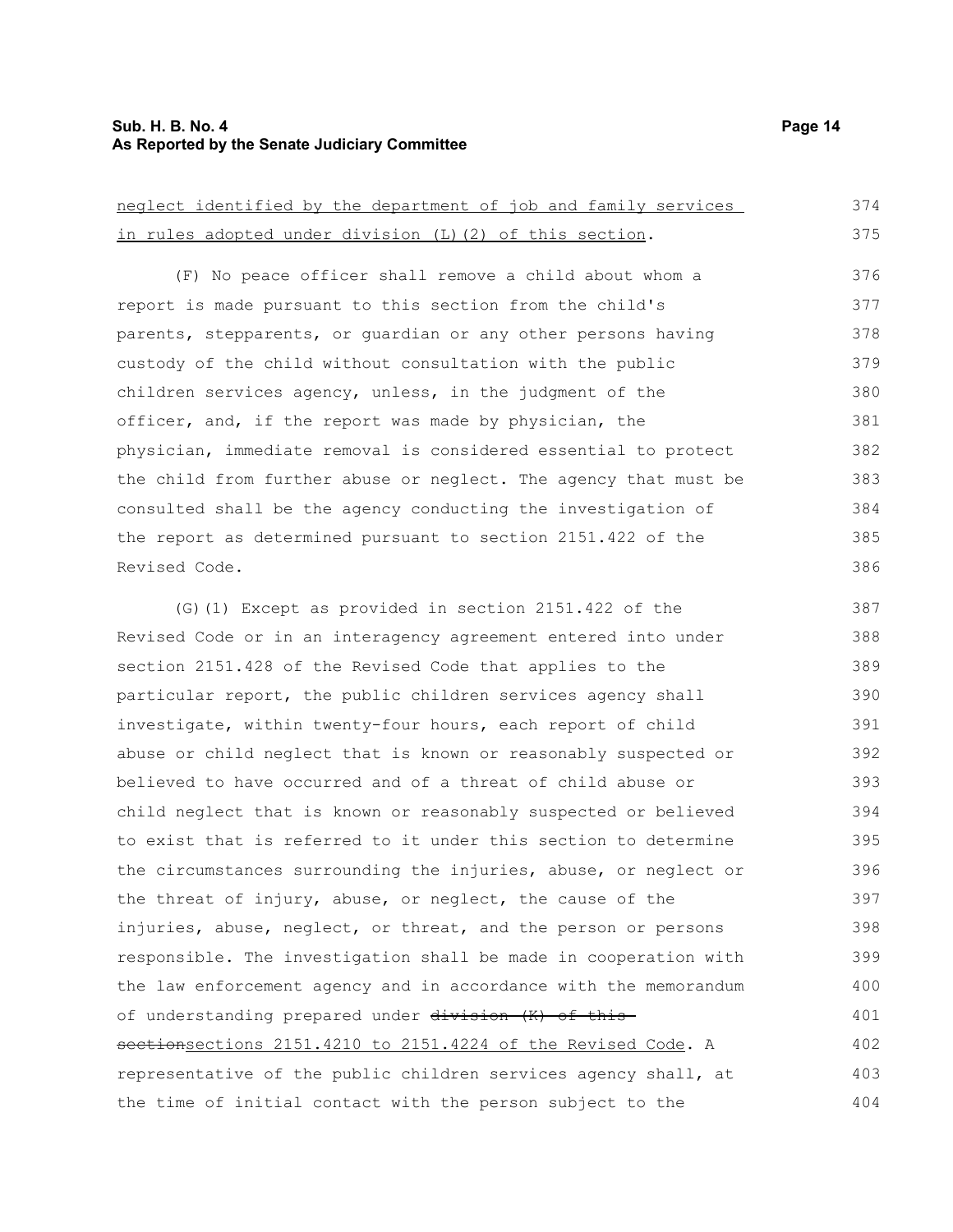neglect identified by the department of job and family services in rules adopted under division (L)(2) of this section.

(F) No peace officer shall remove a child about whom a report is made pursuant to this section from the child's parents, stepparents, or guardian or any other persons having custody of the child without consultation with the public children services agency, unless, in the judgment of the officer, and, if the report was made by physician, the physician, immediate removal is considered essential to protect the child from further abuse or neglect. The agency that must be consulted shall be the agency conducting the investigation of the report as determined pursuant to section 2151.422 of the Revised Code.

(G)(1) Except as provided in section 2151.422 of the Revised Code or in an interagency agreement entered into under section 2151.428 of the Revised Code that applies to the particular report, the public children services agency shall investigate, within twenty-four hours, each report of child abuse or child neglect that is known or reasonably suspected or believed to have occurred and of a threat of child abuse or child neglect that is known or reasonably suspected or believed to exist that is referred to it under this section to determine the circumstances surrounding the injuries, abuse, or neglect or the threat of injury, abuse, or neglect, the cause of the injuries, abuse, neglect, or threat, and the person or persons responsible. The investigation shall be made in cooperation with the law enforcement agency and in accordance with the memorandum of understanding prepared under ~~division (K) of this section~~sections 2151.4210 to 2151.4224 of the Revised Code. A representative of the public children services agency shall, at the time of initial contact with the person subject to the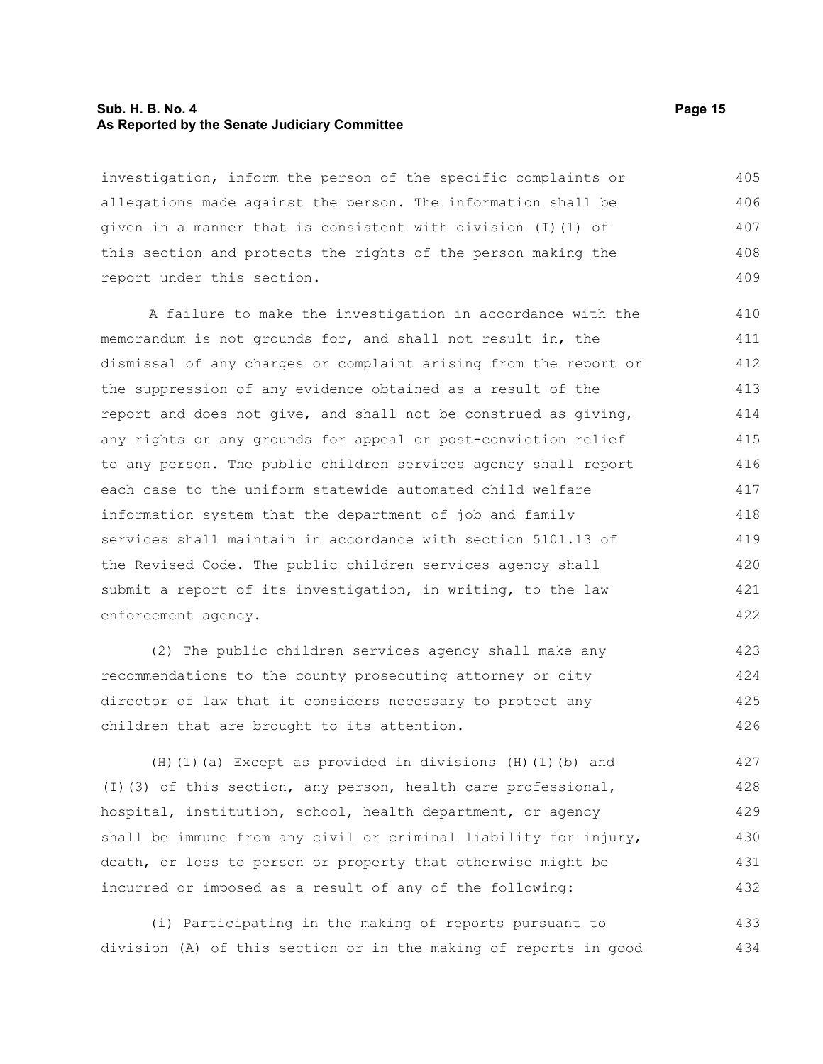investigation, inform the person of the specific complaints or allegations made against the person. The information shall be given in a manner that is consistent with division (I)(1) of this section and protects the rights of the person making the report under this section.

A failure to make the investigation in accordance with the memorandum is not grounds for, and shall not result in, the dismissal of any charges or complaint arising from the report or the suppression of any evidence obtained as a result of the report and does not give, and shall not be construed as giving, any rights or any grounds for appeal or post-conviction relief to any person. The public children services agency shall report each case to the uniform statewide automated child welfare information system that the department of job and family services shall maintain in accordance with section 5101.13 of the Revised Code. The public children services agency shall submit a report of its investigation, in writing, to the law enforcement agency.

(2) The public children services agency shall make any recommendations to the county prosecuting attorney or city director of law that it considers necessary to protect any children that are brought to its attention.

(H)(1)(a) Except as provided in divisions (H)(1)(b) and (I)(3) of this section, any person, health care professional, hospital, institution, school, health department, or agency shall be immune from any civil or criminal liability for injury, death, or loss to person or property that otherwise might be incurred or imposed as a result of any of the following:

(i) Participating in the making of reports pursuant to division (A) of this section or in the making of reports in good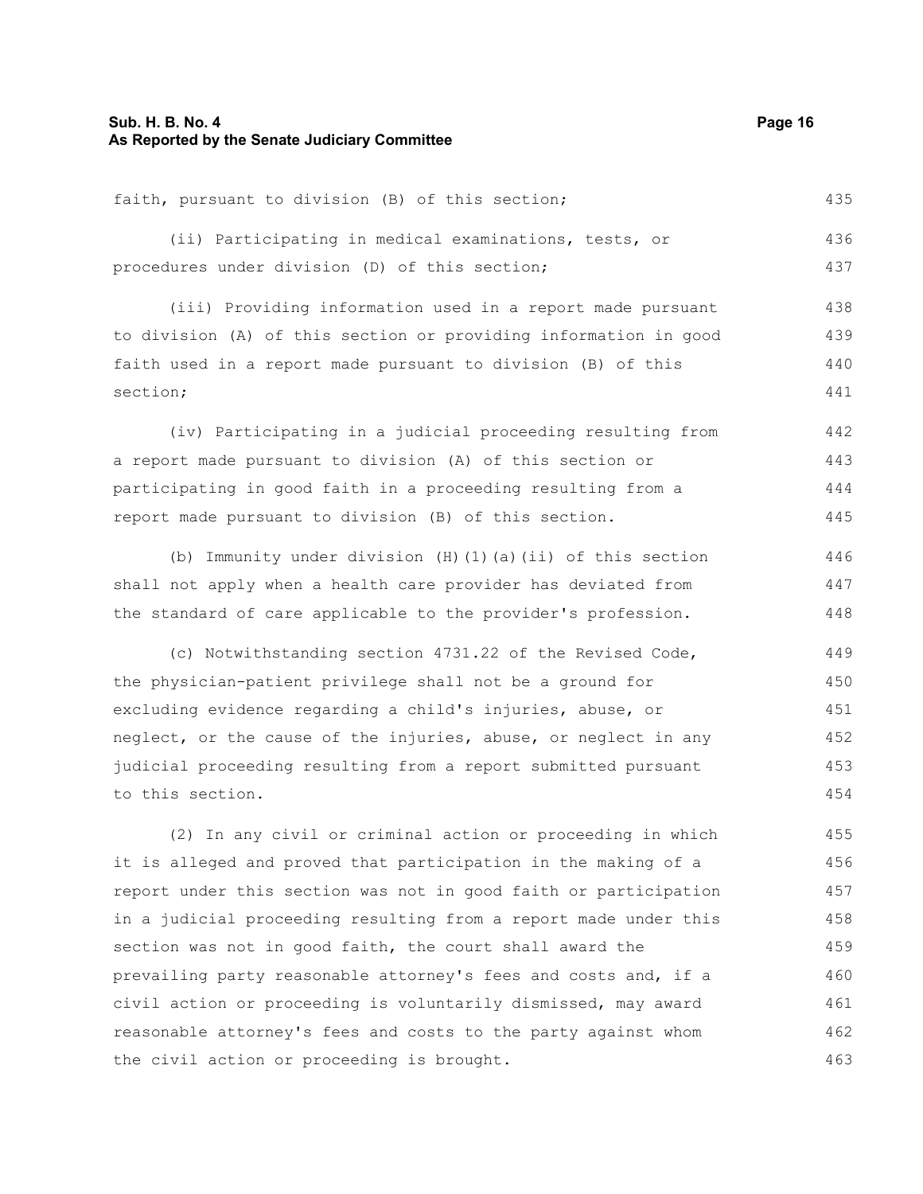faith, pursuant to division (B) of this section;

(ii) Participating in medical examinations, tests, or procedures under division (D) of this section;

(iii) Providing information used in a report made pursuant to division (A) of this section or providing information in good faith used in a report made pursuant to division (B) of this section;

(iv) Participating in a judicial proceeding resulting from a report made pursuant to division (A) of this section or participating in good faith in a proceeding resulting from a report made pursuant to division (B) of this section.

(b) Immunity under division (H)(1)(a)(ii) of this section shall not apply when a health care provider has deviated from the standard of care applicable to the provider's profession.

(c) Notwithstanding section 4731.22 of the Revised Code, the physician-patient privilege shall not be a ground for excluding evidence regarding a child's injuries, abuse, or neglect, or the cause of the injuries, abuse, or neglect in any judicial proceeding resulting from a report submitted pursuant to this section.

(2) In any civil or criminal action or proceeding in which it is alleged and proved that participation in the making of a report under this section was not in good faith or participation in a judicial proceeding resulting from a report made under this section was not in good faith, the court shall award the prevailing party reasonable attorney's fees and costs and, if a civil action or proceeding is voluntarily dismissed, may award reasonable attorney's fees and costs to the party against whom the civil action or proceeding is brought.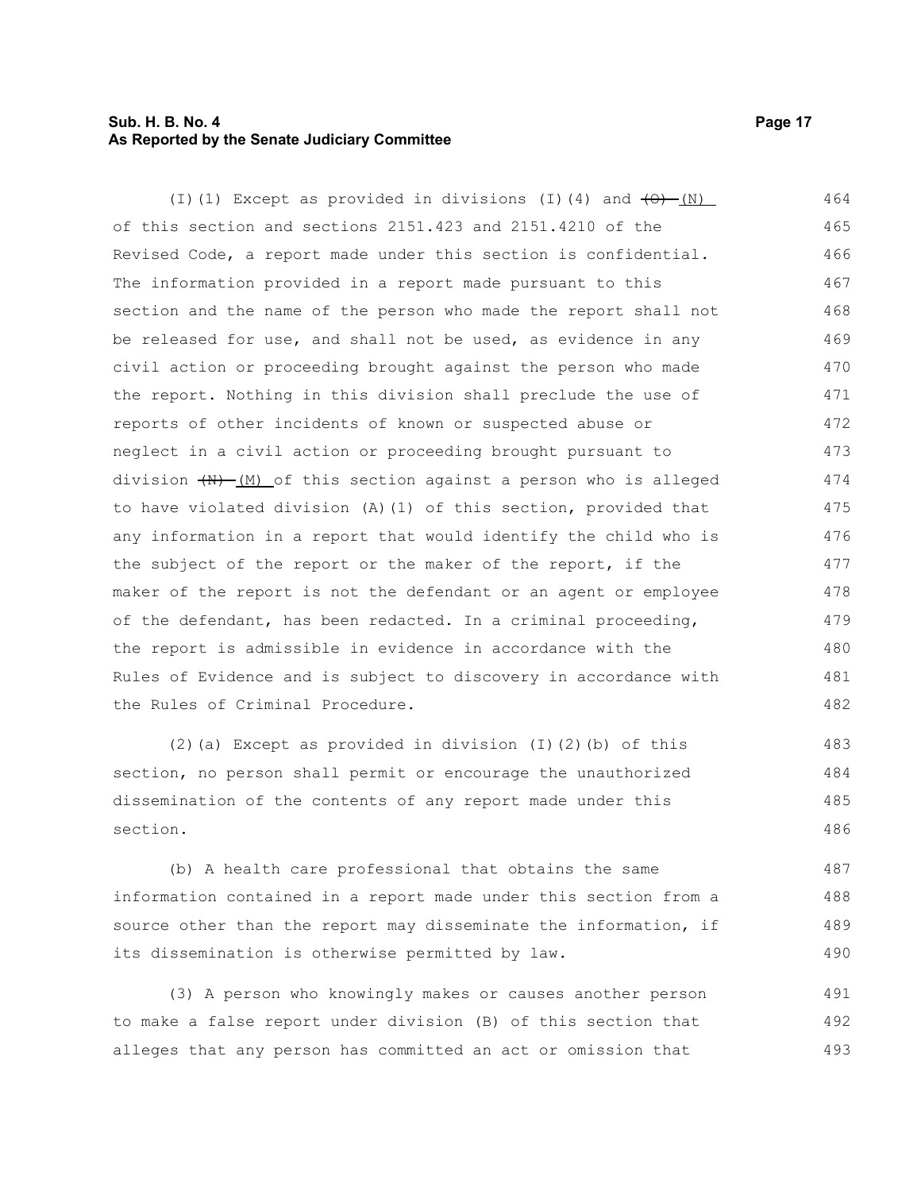(I)(1) Except as provided in divisions (I)(4) and ~~(O)~~ (N) of this section and sections 2151.423 and 2151.4210 of the Revised Code, a report made under this section is confidential. The information provided in a report made pursuant to this section and the name of the person who made the report shall not be released for use, and shall not be used, as evidence in any civil action or proceeding brought against the person who made the report. Nothing in this division shall preclude the use of reports of other incidents of known or suspected abuse or neglect in a civil action or proceeding brought pursuant to division ~~(N)~~ (M) of this section against a person who is alleged to have violated division (A)(1) of this section, provided that any information in a report that would identify the child who is the subject of the report or the maker of the report, if the maker of the report is not the defendant or an agent or employee of the defendant, has been redacted. In a criminal proceeding, the report is admissible in evidence in accordance with the Rules of Evidence and is subject to discovery in accordance with the Rules of Criminal Procedure.

(2)(a) Except as provided in division (I)(2)(b) of this section, no person shall permit or encourage the unauthorized dissemination of the contents of any report made under this section.

(b) A health care professional that obtains the same information contained in a report made under this section from a source other than the report may disseminate the information, if its dissemination is otherwise permitted by law.

(3) A person who knowingly makes or causes another person to make a false report under division (B) of this section that alleges that any person has committed an act or omission that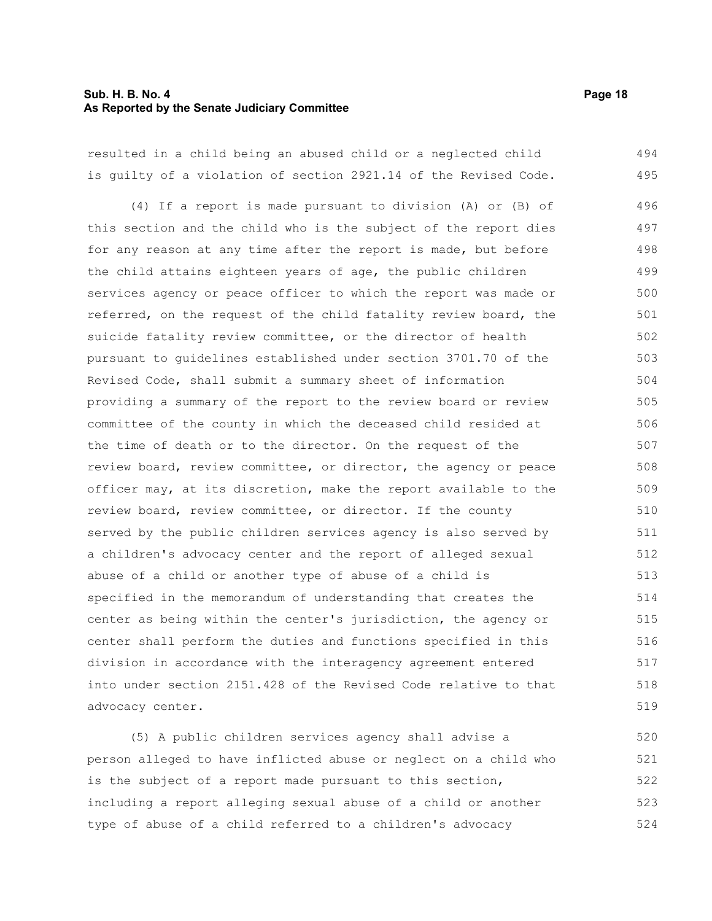resulted in a child being an abused child or a neglected child is guilty of a violation of section 2921.14 of the Revised Code.

(4) If a report is made pursuant to division (A) or (B) of this section and the child who is the subject of the report dies for any reason at any time after the report is made, but before the child attains eighteen years of age, the public children services agency or peace officer to which the report was made or referred, on the request of the child fatality review board, the suicide fatality review committee, or the director of health pursuant to guidelines established under section 3701.70 of the Revised Code, shall submit a summary sheet of information providing a summary of the report to the review board or review committee of the county in which the deceased child resided at the time of death or to the director. On the request of the review board, review committee, or director, the agency or peace officer may, at its discretion, make the report available to the review board, review committee, or director. If the county served by the public children services agency is also served by a children's advocacy center and the report of alleged sexual abuse of a child or another type of abuse of a child is specified in the memorandum of understanding that creates the center as being within the center's jurisdiction, the agency or center shall perform the duties and functions specified in this division in accordance with the interagency agreement entered into under section 2151.428 of the Revised Code relative to that advocacy center.

(5) A public children services agency shall advise a person alleged to have inflicted abuse or neglect on a child who is the subject of a report made pursuant to this section, including a report alleging sexual abuse of a child or another type of abuse of a child referred to a children's advocacy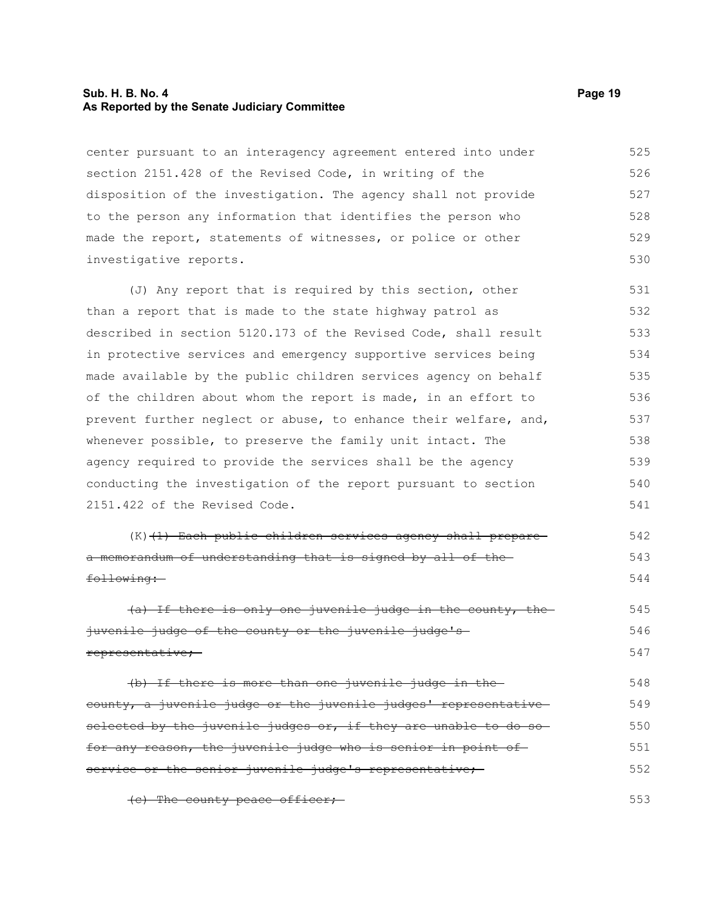center pursuant to an interagency agreement entered into under section 2151.428 of the Revised Code, in writing of the disposition of the investigation. The agency shall not provide to the person any information that identifies the person who made the report, statements of witnesses, or police or other investigative reports.

(J) Any report that is required by this section, other than a report that is made to the state highway patrol as described in section 5120.173 of the Revised Code, shall result in protective services and emergency supportive services being made available by the public children services agency on behalf of the children about whom the report is made, in an effort to prevent further neglect or abuse, to enhance their welfare, and, whenever possible, to preserve the family unit intact. The agency required to provide the services shall be the agency conducting the investigation of the report pursuant to section 2151.422 of the Revised Code.

(K) ~~(1) Each public children services agency shall prepare a memorandum of understanding that is signed by all of the following:~~

~~(a) If there is only one juvenile judge in the county, the juvenile judge of the county or the juvenile judge's representative;~~

~~(b) If there is more than one juvenile judge in the county, a juvenile judge or the juvenile judges' representative selected by the juvenile judges or, if they are unable to do so for any reason, the juvenile judge who is senior in point of service or the senior juvenile judge's representative;~~

~~(c) The county peace officer;~~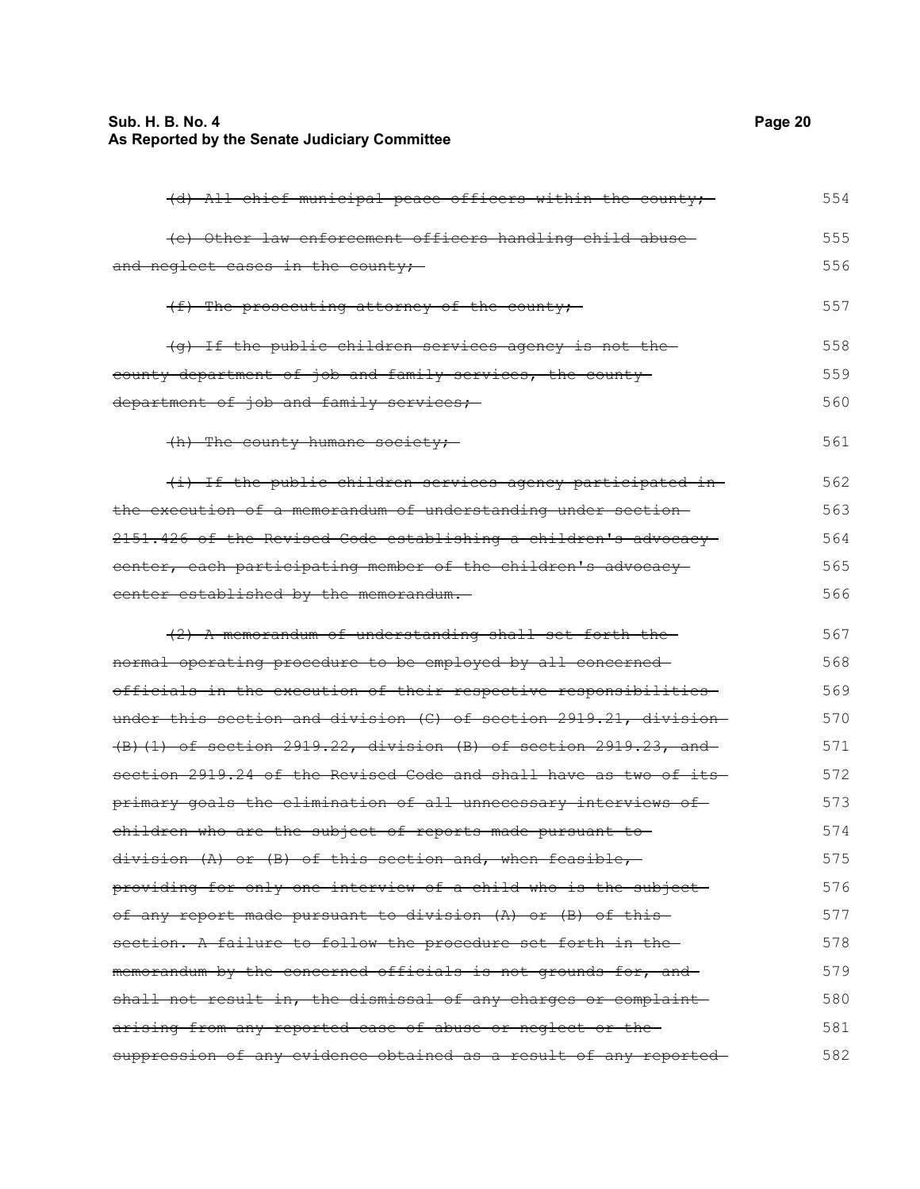~~(d) All chief municipal peace officers within the county;~~

~~(e) Other law enforcement officers handling child abuse and neglect cases in the county;~~

~~(f) The prosecuting attorney of the county;~~

~~(g) If the public children services agency is not the county department of job and family services, the county department of job and family services;~~

~~(h) The county humane society;~~

~~(i) If the public children services agency participated in the execution of a memorandum of understanding under section 2151.426 of the Revised Code establishing a children's advocacy center, each participating member of the children's advocacy center established by the memorandum.~~

~~(2) A memorandum of understanding shall set forth the normal operating procedure to be employed by all concerned officials in the execution of their respective responsibilities under this section and division (C) of section 2919.21, division (B)(1) of section 2919.22, division (B) of section 2919.23, and section 2919.24 of the Revised Code and shall have as two of its primary goals the elimination of all unnecessary interviews of children who are the subject of reports made pursuant to division (A) or (B) of this section and, when feasible, providing for only one interview of a child who is the subject of any report made pursuant to division (A) or (B) of this section. A failure to follow the procedure set forth in the memorandum by the concerned officials is not grounds for, and shall not result in, the dismissal of any charges or complaint arising from any reported case of abuse or neglect or the suppression of any evidence obtained as a result of any reported~~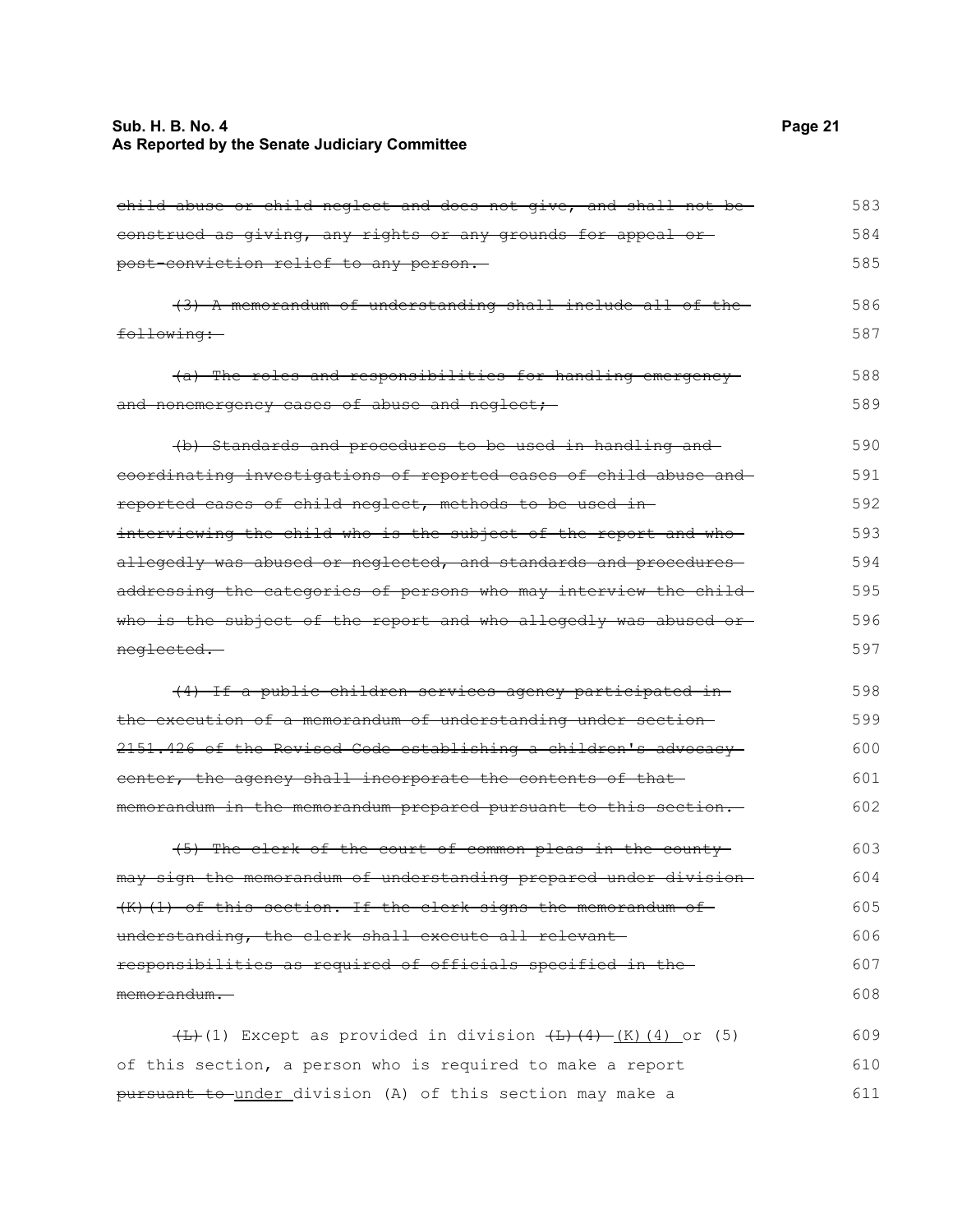~~child abuse or child neglect and does not give, and shall not be construed as giving, any rights or any grounds for appeal or post-conviction relief to any person.~~

~~(3) A memorandum of understanding shall include all of the following:~~

~~(a) The roles and responsibilities for handling emergency and nonemergency cases of abuse and neglect;~~

~~(b) Standards and procedures to be used in handling and coordinating investigations of reported cases of child abuse and reported cases of child neglect, methods to be used in interviewing the child who is the subject of the report and who allegedly was abused or neglected, and standards and procedures addressing the categories of persons who may interview the child who is the subject of the report and who allegedly was abused or neglected.~~

~~(4) If a public children services agency participated in the execution of a memorandum of understanding under section 2151.426 of the Revised Code establishing a children's advocacy center, the agency shall incorporate the contents of that memorandum in the memorandum prepared pursuant to this section.~~

~~(5) The clerk of the court of common pleas in the county may sign the memorandum of understanding prepared under division (K)(1) of this section. If the clerk signs the memorandum of understanding, the clerk shall execute all relevant responsibilities as required of officials specified in the memorandum.~~

~~(L)~~(1) Except as provided in division ~~(L)(4)~~ (K)(4) or (5) of this section, a person who is required to make a report ~~pursuant to~~ under division (A) of this section may make a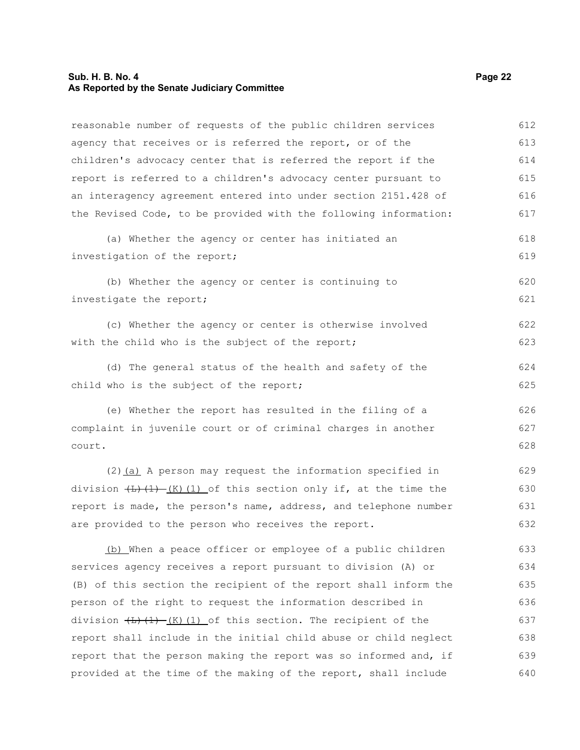reasonable number of requests of the public children services agency that receives or is referred the report, or of the children's advocacy center that is referred the report if the report is referred to a children's advocacy center pursuant to an interagency agreement entered into under section 2151.428 of the Revised Code, to be provided with the following information:

(a) Whether the agency or center has initiated an investigation of the report;

(b) Whether the agency or center is continuing to investigate the report;

(c) Whether the agency or center is otherwise involved with the child who is the subject of the report;

(d) The general status of the health and safety of the child who is the subject of the report;

(e) Whether the report has resulted in the filing of a complaint in juvenile court or of criminal charges in another court.

(2)(a) A person may request the information specified in division ~~(L)(1)~~ (K)(1) of this section only if, at the time the report is made, the person's name, address, and telephone number are provided to the person who receives the report.

(b) When a peace officer or employee of a public children services agency receives a report pursuant to division (A) or (B) of this section the recipient of the report shall inform the person of the right to request the information described in division ~~(L)(1)~~ (K)(1) of this section. The recipient of the report shall include in the initial child abuse or child neglect report that the person making the report was so informed and, if provided at the time of the making of the report, shall include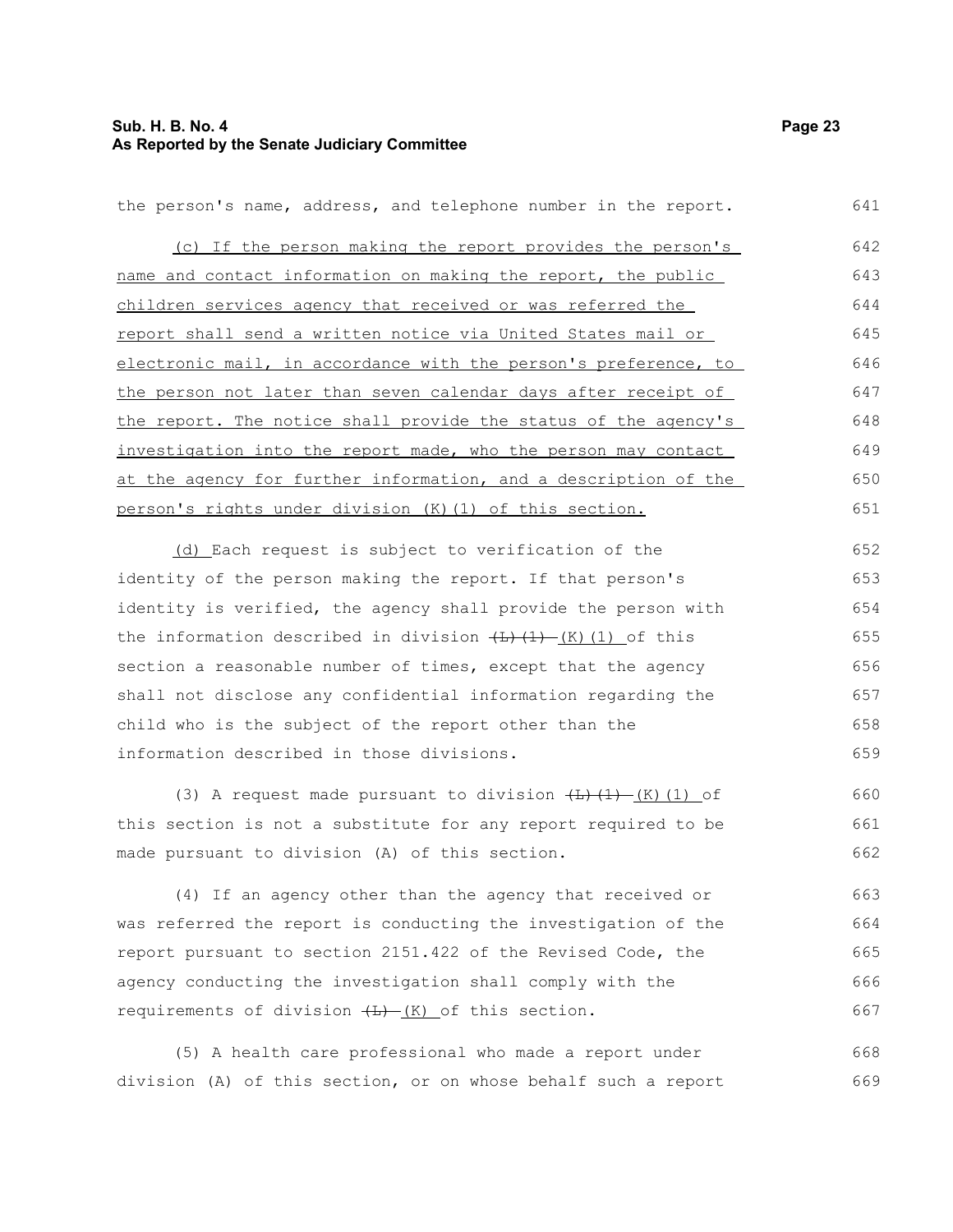the person's name, address, and telephone number in the report.

<u>(c) If the person making the report provides the person's name and contact information on making the report, the public children services agency that received or was referred the report shall send a written notice via United States mail or electronic mail, in accordance with the person's preference, to the person not later than seven calendar days after receipt of the report. The notice shall provide the status of the agency's investigation into the report made, who the person may contact at the agency for further information, and a description of the person's rights under division (K)(1) of this section.</u>

<u>(d)</u> Each request is subject to verification of the identity of the person making the report. If that person's identity is verified, the agency shall provide the person with the information described in division ~~(L)(1)~~ <u>(K)(1)</u> of this section a reasonable number of times, except that the agency shall not disclose any confidential information regarding the child who is the subject of the report other than the information described in those divisions.

(3) A request made pursuant to division ~~(L)(1)~~ <u>(K)(1)</u> of this section is not a substitute for any report required to be made pursuant to division (A) of this section.

(4) If an agency other than the agency that received or was referred the report is conducting the investigation of the report pursuant to section 2151.422 of the Revised Code, the agency conducting the investigation shall comply with the requirements of division ~~(L)~~ <u>(K)</u> of this section.

(5) A health care professional who made a report under division (A) of this section, or on whose behalf such a report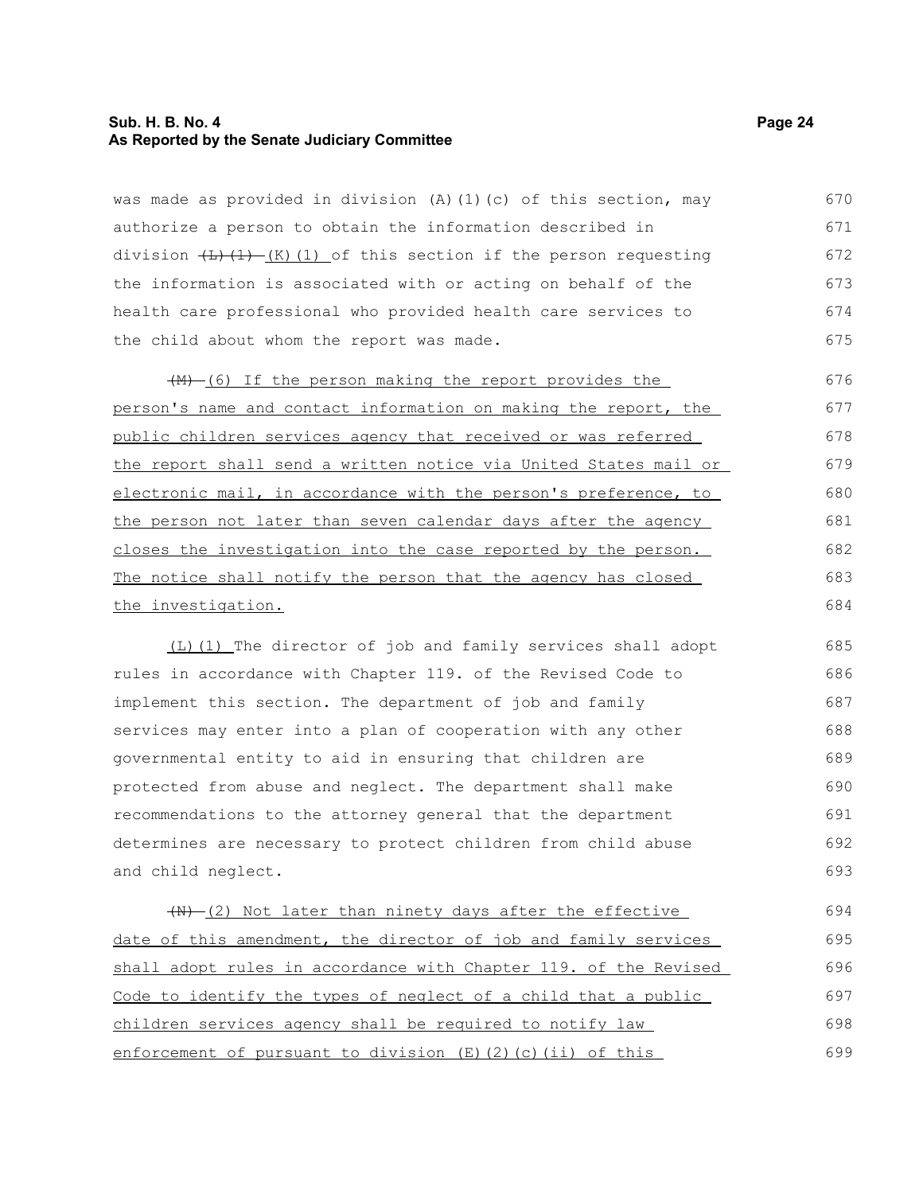was made as provided in division (A)(1)(c) of this section, may authorize a person to obtain the information described in division ~~(L)(1)~~ (K)(1) of this section if the person requesting the information is associated with or acting on behalf of the health care professional who provided health care services to the child about whom the report was made.

~~(M)~~ (6) If the person making the report provides the person's name and contact information on making the report, the public children services agency that received or was referred the report shall send a written notice via United States mail or electronic mail, in accordance with the person's preference, to the person not later than seven calendar days after the agency closes the investigation into the case reported by the person. The notice shall notify the person that the agency has closed the investigation.

(L)(1) The director of job and family services shall adopt rules in accordance with Chapter 119. of the Revised Code to implement this section. The department of job and family services may enter into a plan of cooperation with any other governmental entity to aid in ensuring that children are protected from abuse and neglect. The department shall make recommendations to the attorney general that the department determines are necessary to protect children from child abuse and child neglect.

~~(N)~~ (2) Not later than ninety days after the effective date of this amendment, the director of job and family services shall adopt rules in accordance with Chapter 119. of the Revised Code to identify the types of neglect of a child that a public children services agency shall be required to notify law enforcement of pursuant to division (E)(2)(c)(ii) of this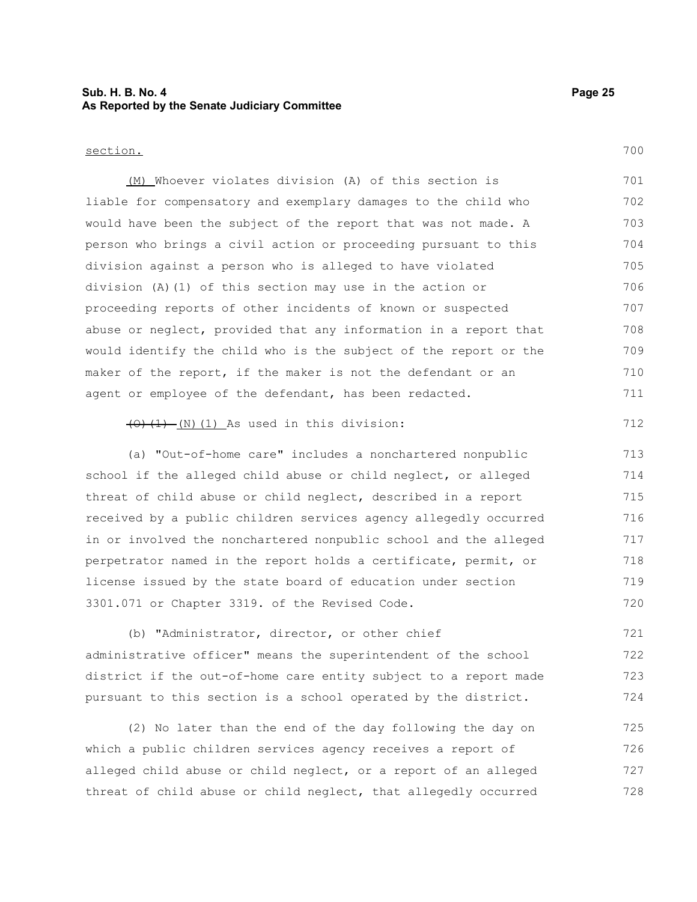section.

(M) Whoever violates division (A) of this section is liable for compensatory and exemplary damages to the child who would have been the subject of the report that was not made. A person who brings a civil action or proceeding pursuant to this division against a person who is alleged to have violated division (A)(1) of this section may use in the action or proceeding reports of other incidents of known or suspected abuse or neglect, provided that any information in a report that would identify the child who is the subject of the report or the maker of the report, if the maker is not the defendant or an agent or employee of the defendant, has been redacted.

~~(O)(1)~~ (N)(1) As used in this division:

(a) "Out-of-home care" includes a nonchartered nonpublic school if the alleged child abuse or child neglect, or alleged threat of child abuse or child neglect, described in a report received by a public children services agency allegedly occurred in or involved the nonchartered nonpublic school and the alleged perpetrator named in the report holds a certificate, permit, or license issued by the state board of education under section 3301.071 or Chapter 3319. of the Revised Code.

(b) "Administrator, director, or other chief administrative officer" means the superintendent of the school district if the out-of-home care entity subject to a report made pursuant to this section is a school operated by the district.

(2) No later than the end of the day following the day on which a public children services agency receives a report of alleged child abuse or child neglect, or a report of an alleged threat of child abuse or child neglect, that allegedly occurred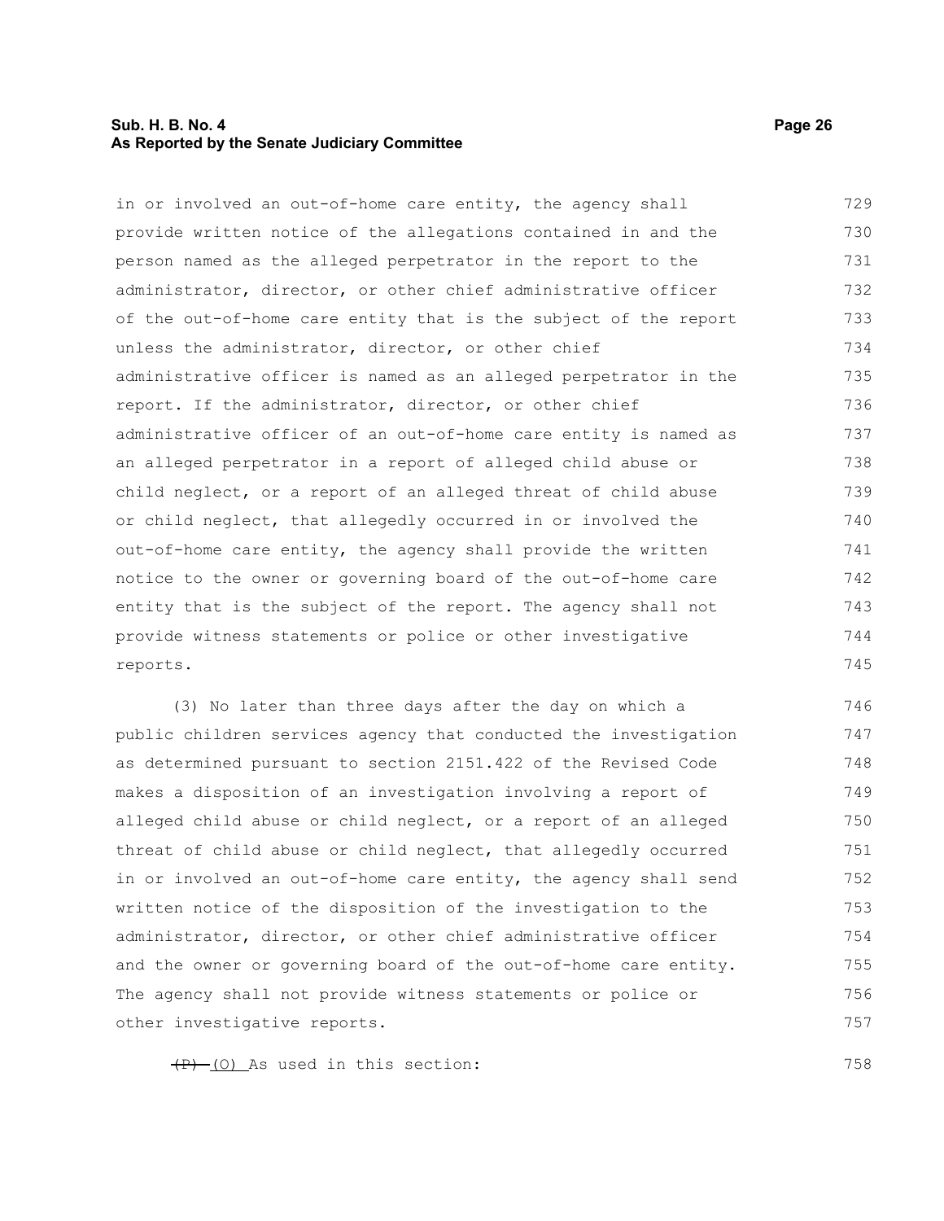in or involved an out-of-home care entity, the agency shall provide written notice of the allegations contained in and the person named as the alleged perpetrator in the report to the administrator, director, or other chief administrative officer of the out-of-home care entity that is the subject of the report unless the administrator, director, or other chief administrative officer is named as an alleged perpetrator in the report. If the administrator, director, or other chief administrative officer of an out-of-home care entity is named as an alleged perpetrator in a report of alleged child abuse or child neglect, or a report of an alleged threat of child abuse or child neglect, that allegedly occurred in or involved the out-of-home care entity, the agency shall provide the written notice to the owner or governing board of the out-of-home care entity that is the subject of the report. The agency shall not provide witness statements or police or other investigative reports.

(3) No later than three days after the day on which a public children services agency that conducted the investigation as determined pursuant to section 2151.422 of the Revised Code makes a disposition of an investigation involving a report of alleged child abuse or child neglect, or a report of an alleged threat of child abuse or child neglect, that allegedly occurred in or involved an out-of-home care entity, the agency shall send written notice of the disposition of the investigation to the administrator, director, or other chief administrative officer and the owner or governing board of the out-of-home care entity. The agency shall not provide witness statements or police or other investigative reports.

~~(P)~~ (O) As used in this section: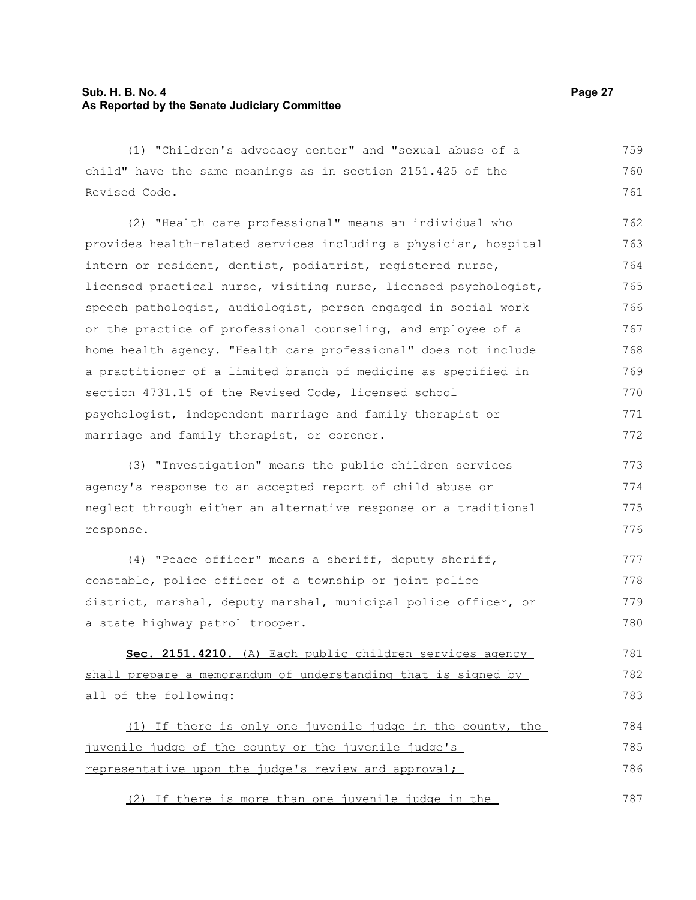(1) "Children's advocacy center" and "sexual abuse of a child" have the same meanings as in section 2151.425 of the Revised Code.

(2) "Health care professional" means an individual who provides health-related services including a physician, hospital intern or resident, dentist, podiatrist, registered nurse, licensed practical nurse, visiting nurse, licensed psychologist, speech pathologist, audiologist, person engaged in social work or the practice of professional counseling, and employee of a home health agency. "Health care professional" does not include a practitioner of a limited branch of medicine as specified in section 4731.15 of the Revised Code, licensed school psychologist, independent marriage and family therapist or marriage and family therapist, or coroner.

(3) "Investigation" means the public children services agency's response to an accepted report of child abuse or neglect through either an alternative response or a traditional response.

(4) "Peace officer" means a sheriff, deputy sheriff, constable, police officer of a township or joint police district, marshal, deputy marshal, municipal police officer, or a state highway patrol trooper.

**Sec. 2151.4210.** <u>(A) Each public children services agency shall prepare a memorandum of understanding that is signed by all of the following:</u>

<u>(1) If there is only one juvenile judge in the county, the juvenile judge of the county or the juvenile judge's representative upon the judge's review and approval;</u>

<u>(2) If there is more than one juvenile judge in the</u>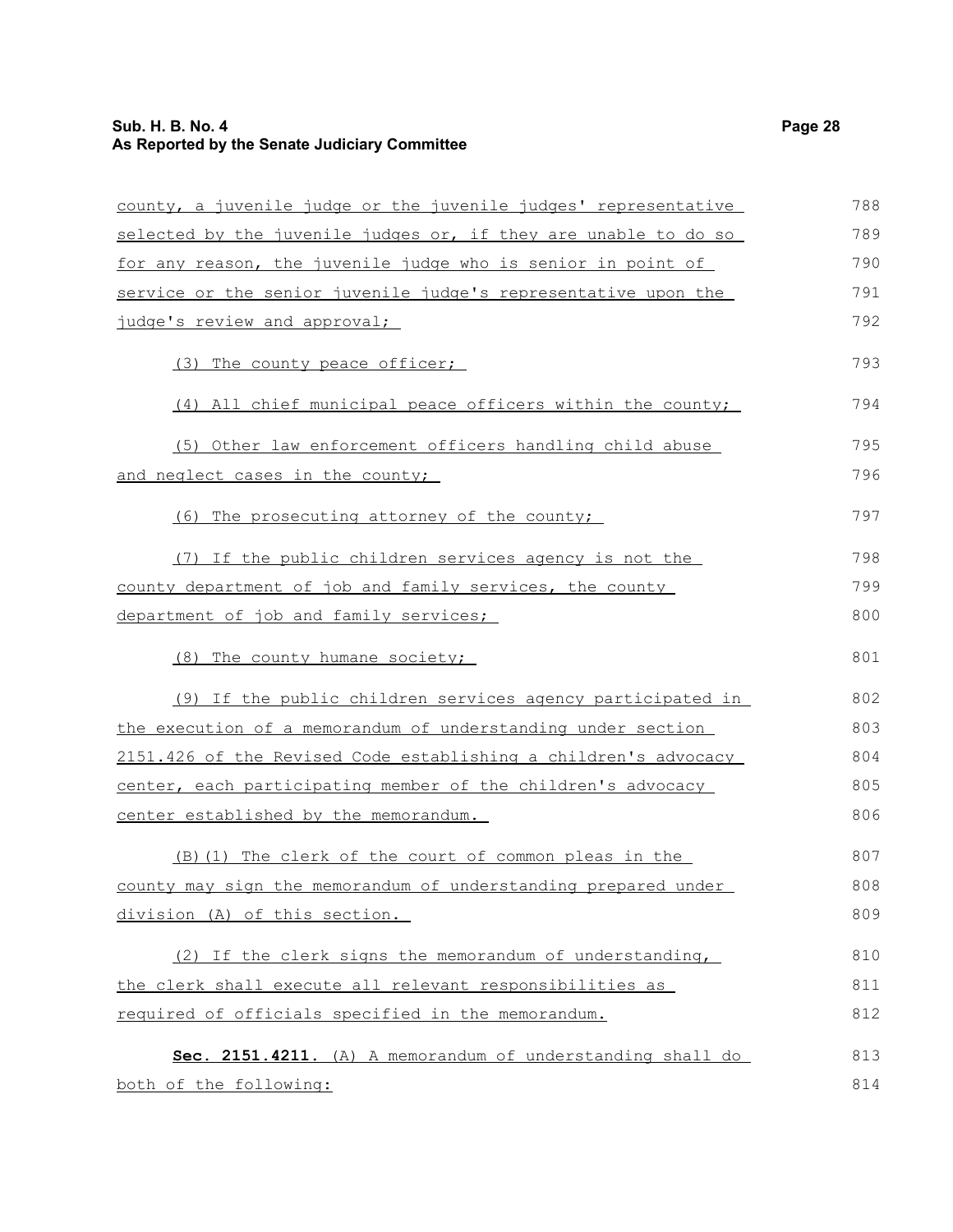county, a juvenile judge or the juvenile judges' representative selected by the juvenile judges or, if they are unable to do so for any reason, the juvenile judge who is senior in point of service or the senior juvenile judge's representative upon the judge's review and approval;

(3) The county peace officer;

(4) All chief municipal peace officers within the county;

(5) Other law enforcement officers handling child abuse and neglect cases in the county;

(6) The prosecuting attorney of the county;

(7) If the public children services agency is not the county department of job and family services, the county department of job and family services;

(8) The county humane society;

(9) If the public children services agency participated in the execution of a memorandum of understanding under section 2151.426 of the Revised Code establishing a children's advocacy center, each participating member of the children's advocacy center established by the memorandum.

(B)(1) The clerk of the court of common pleas in the county may sign the memorandum of understanding prepared under division (A) of this section.

(2) If the clerk signs the memorandum of understanding, the clerk shall execute all relevant responsibilities as required of officials specified in the memorandum.

**Sec. 2151.4211.** (A) A memorandum of understanding shall do both of the following: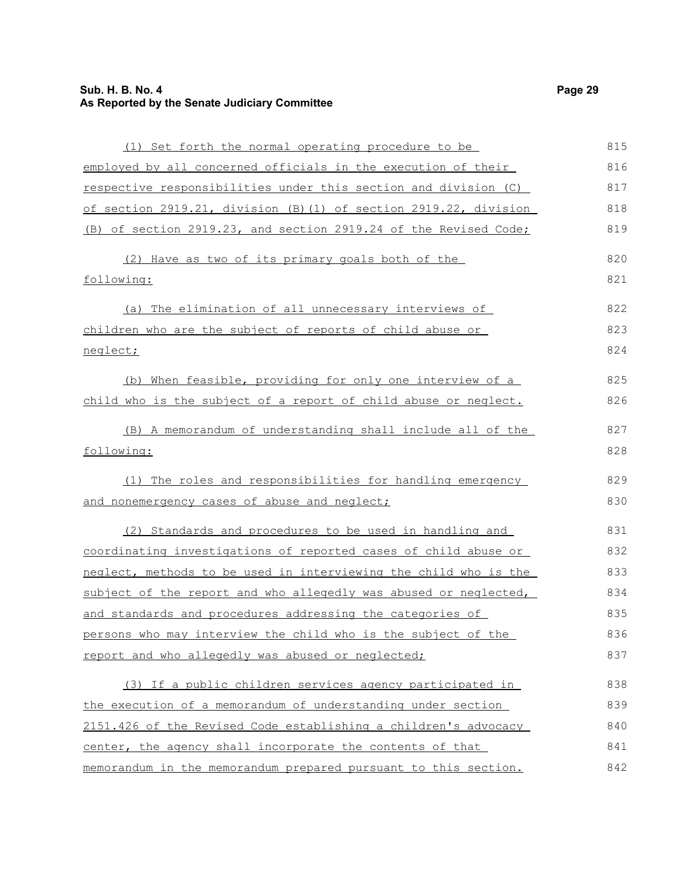(1) Set forth the normal operating procedure to be employed by all concerned officials in the execution of their respective responsibilities under this section and division (C) of section 2919.21, division (B)(1) of section 2919.22, division (B) of section 2919.23, and section 2919.24 of the Revised Code;

(2) Have as two of its primary goals both of the following:

(a) The elimination of all unnecessary interviews of children who are the subject of reports of child abuse or neglect;

(b) When feasible, providing for only one interview of a child who is the subject of a report of child abuse or neglect.

(B) A memorandum of understanding shall include all of the following:

(1) The roles and responsibilities for handling emergency and nonemergency cases of abuse and neglect;

(2) Standards and procedures to be used in handling and coordinating investigations of reported cases of child abuse or neglect, methods to be used in interviewing the child who is the subject of the report and who allegedly was abused or neglected, and standards and procedures addressing the categories of persons who may interview the child who is the subject of the report and who allegedly was abused or neglected;

(3) If a public children services agency participated in the execution of a memorandum of understanding under section 2151.426 of the Revised Code establishing a children's advocacy center, the agency shall incorporate the contents of that memorandum in the memorandum prepared pursuant to this section.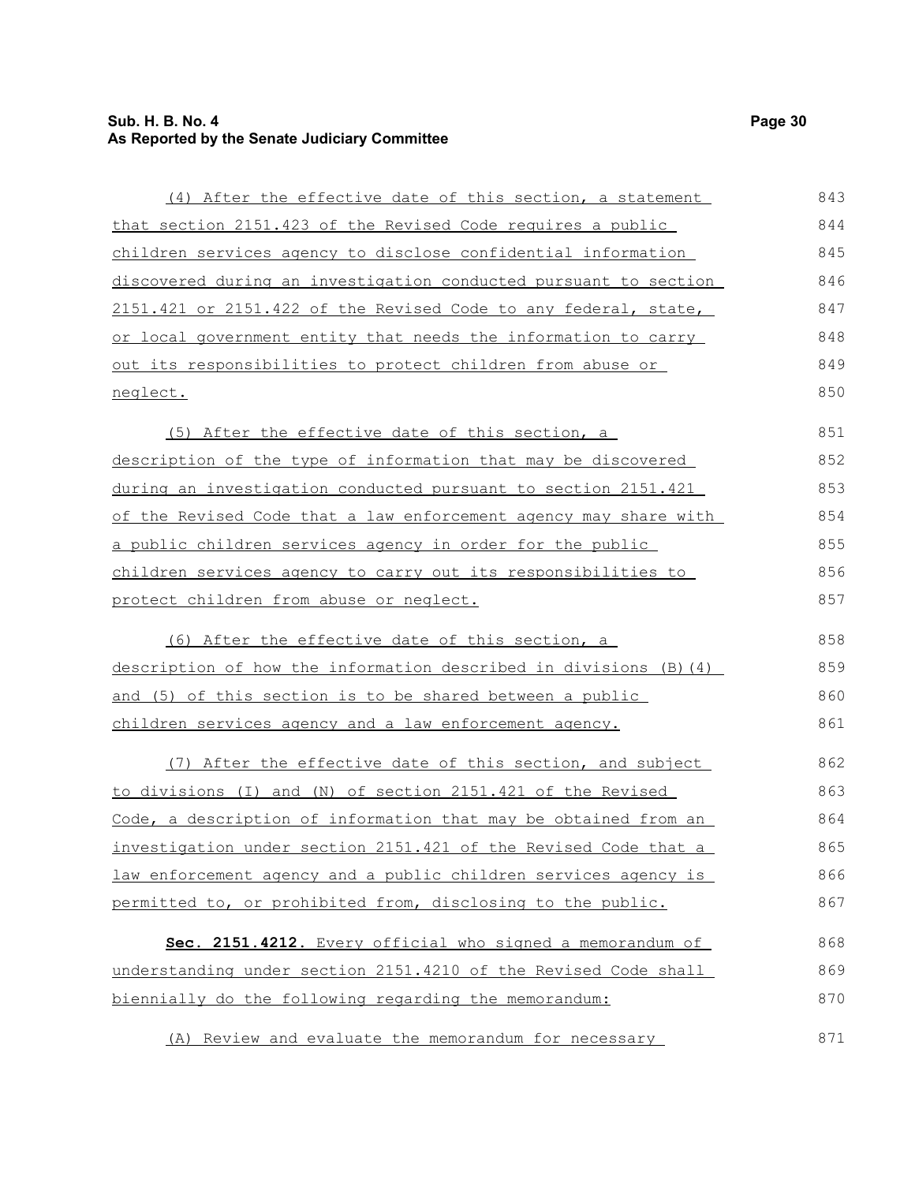(4) After the effective date of this section, a statement that section 2151.423 of the Revised Code requires a public children services agency to disclose confidential information discovered during an investigation conducted pursuant to section 2151.421 or 2151.422 of the Revised Code to any federal, state, or local government entity that needs the information to carry out its responsibilities to protect children from abuse or neglect.

(5) After the effective date of this section, a description of the type of information that may be discovered during an investigation conducted pursuant to section 2151.421 of the Revised Code that a law enforcement agency may share with a public children services agency in order for the public children services agency to carry out its responsibilities to protect children from abuse or neglect.

(6) After the effective date of this section, a description of how the information described in divisions (B)(4) and (5) of this section is to be shared between a public children services agency and a law enforcement agency.

(7) After the effective date of this section, and subject to divisions (I) and (N) of section 2151.421 of the Revised Code, a description of information that may be obtained from an investigation under section 2151.421 of the Revised Code that a law enforcement agency and a public children services agency is permitted to, or prohibited from, disclosing to the public.

**Sec. 2151.4212.** Every official who signed a memorandum of understanding under section 2151.4210 of the Revised Code shall biennially do the following regarding the memorandum:

(A) Review and evaluate the memorandum for necessary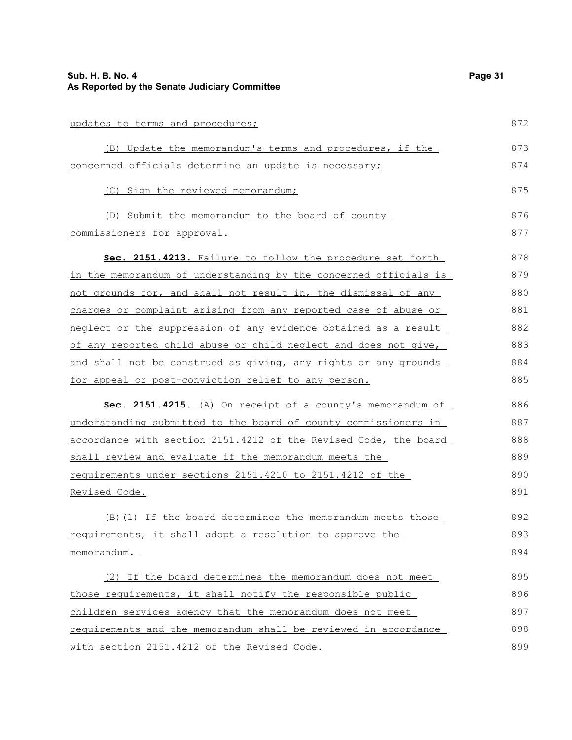updates to terms and procedures;

(B) Update the memorandum's terms and procedures, if the concerned officials determine an update is necessary;

(C) Sign the reviewed memorandum;

(D) Submit the memorandum to the board of county commissioners for approval.

**Sec. 2151.4213.** Failure to follow the procedure set forth in the memorandum of understanding by the concerned officials is not grounds for, and shall not result in, the dismissal of any charges or complaint arising from any reported case of abuse or neglect or the suppression of any evidence obtained as a result of any reported child abuse or child neglect and does not give, and shall not be construed as giving, any rights or any grounds for appeal or post-conviction relief to any person.

**Sec. 2151.4215.** (A) On receipt of a county's memorandum of understanding submitted to the board of county commissioners in accordance with section 2151.4212 of the Revised Code, the board shall review and evaluate if the memorandum meets the requirements under sections 2151.4210 to 2151.4212 of the Revised Code.

(B)(1) If the board determines the memorandum meets those requirements, it shall adopt a resolution to approve the memorandum.

(2) If the board determines the memorandum does not meet those requirements, it shall notify the responsible public children services agency that the memorandum does not meet requirements and the memorandum shall be reviewed in accordance with section 2151.4212 of the Revised Code.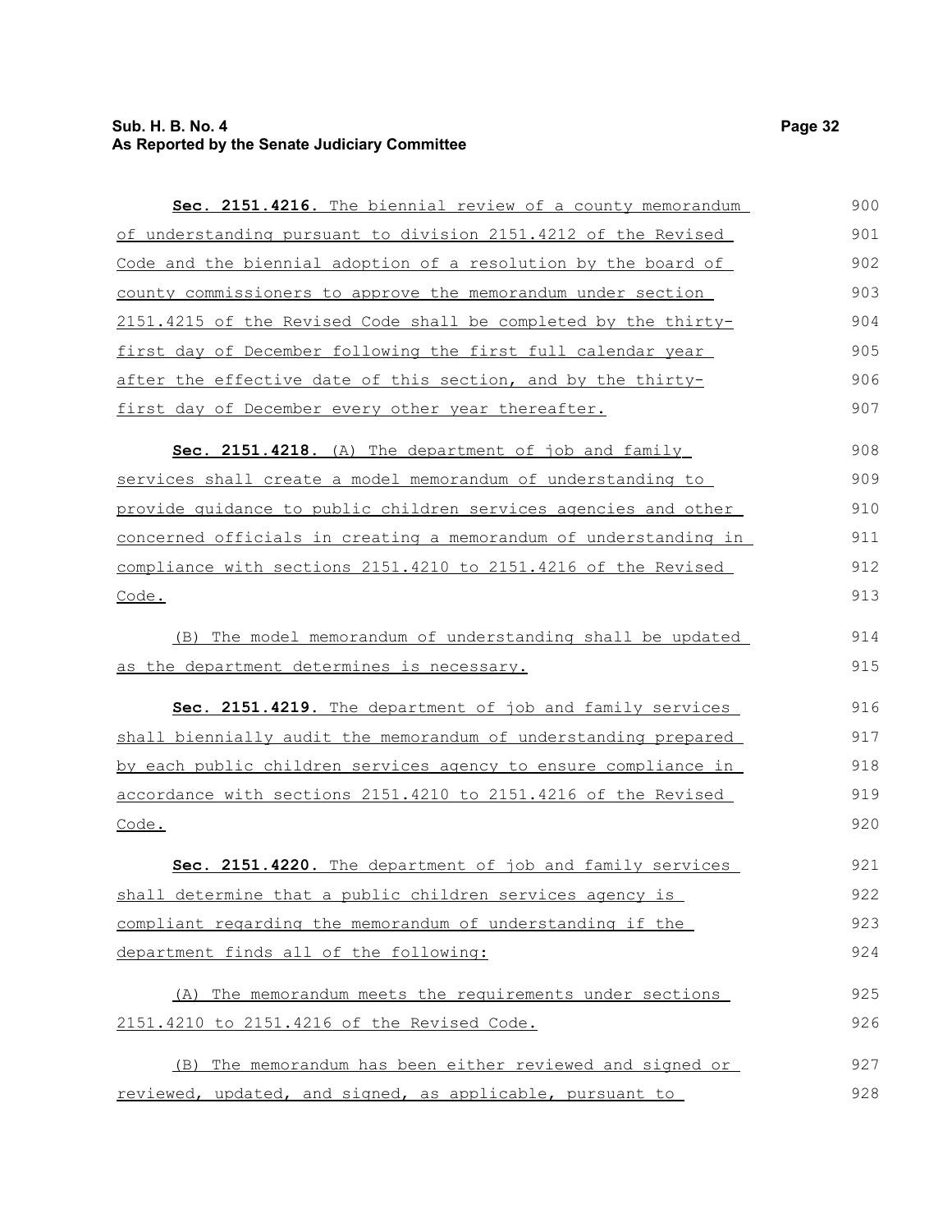**Sec. 2151.4216.** The biennial review of a county memorandum of understanding pursuant to division 2151.4212 of the Revised Code and the biennial adoption of a resolution by the board of county commissioners to approve the memorandum under section 2151.4215 of the Revised Code shall be completed by the thirty-first day of December following the first full calendar year after the effective date of this section, and by the thirty-first day of December every other year thereafter.

**Sec. 2151.4218.** (A) The department of job and family services shall create a model memorandum of understanding to provide guidance to public children services agencies and other concerned officials in creating a memorandum of understanding in compliance with sections 2151.4210 to 2151.4216 of the Revised Code.

(B) The model memorandum of understanding shall be updated as the department determines is necessary.

**Sec. 2151.4219.** The department of job and family services shall biennially audit the memorandum of understanding prepared by each public children services agency to ensure compliance in accordance with sections 2151.4210 to 2151.4216 of the Revised Code.

**Sec. 2151.4220.** The department of job and family services shall determine that a public children services agency is compliant regarding the memorandum of understanding if the department finds all of the following:

(A) The memorandum meets the requirements under sections 2151.4210 to 2151.4216 of the Revised Code.

(B) The memorandum has been either reviewed and signed or reviewed, updated, and signed, as applicable, pursuant to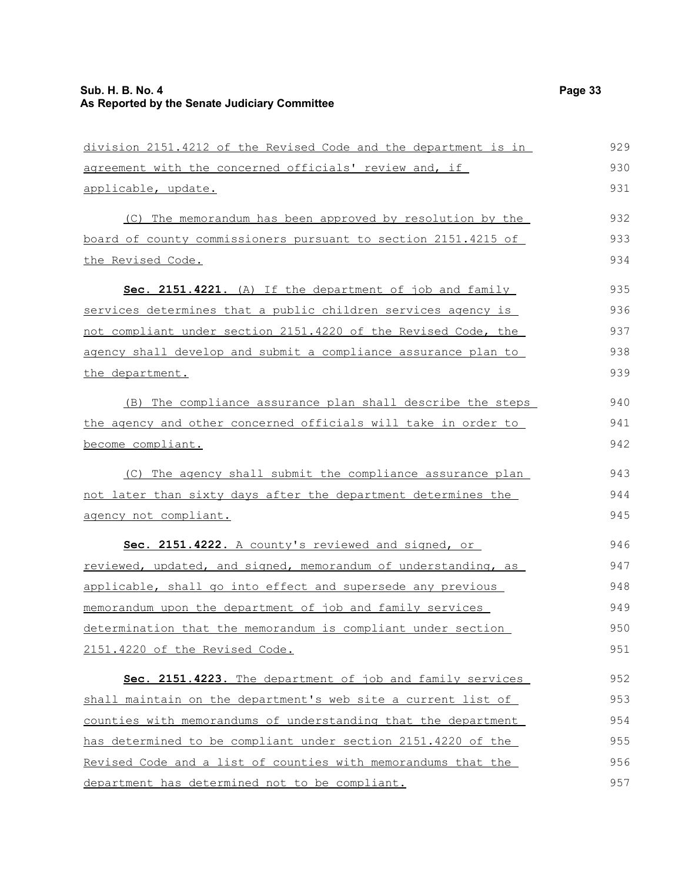division 2151.4212 of the Revised Code and the department is in agreement with the concerned officials' review and, if applicable, update.

(C) The memorandum has been approved by resolution by the board of county commissioners pursuant to section 2151.4215 of the Revised Code.

**Sec. 2151.4221.** (A) If the department of job and family services determines that a public children services agency is not compliant under section 2151.4220 of the Revised Code, the agency shall develop and submit a compliance assurance plan to the department.

(B) The compliance assurance plan shall describe the steps the agency and other concerned officials will take in order to become compliant.

(C) The agency shall submit the compliance assurance plan not later than sixty days after the department determines the agency not compliant.

**Sec. 2151.4222.** A county's reviewed and signed, or reviewed, updated, and signed, memorandum of understanding, as applicable, shall go into effect and supersede any previous memorandum upon the department of job and family services determination that the memorandum is compliant under section 2151.4220 of the Revised Code.

**Sec. 2151.4223.** The department of job and family services shall maintain on the department's web site a current list of counties with memorandums of understanding that the department has determined to be compliant under section 2151.4220 of the Revised Code and a list of counties with memorandums that the department has determined not to be compliant.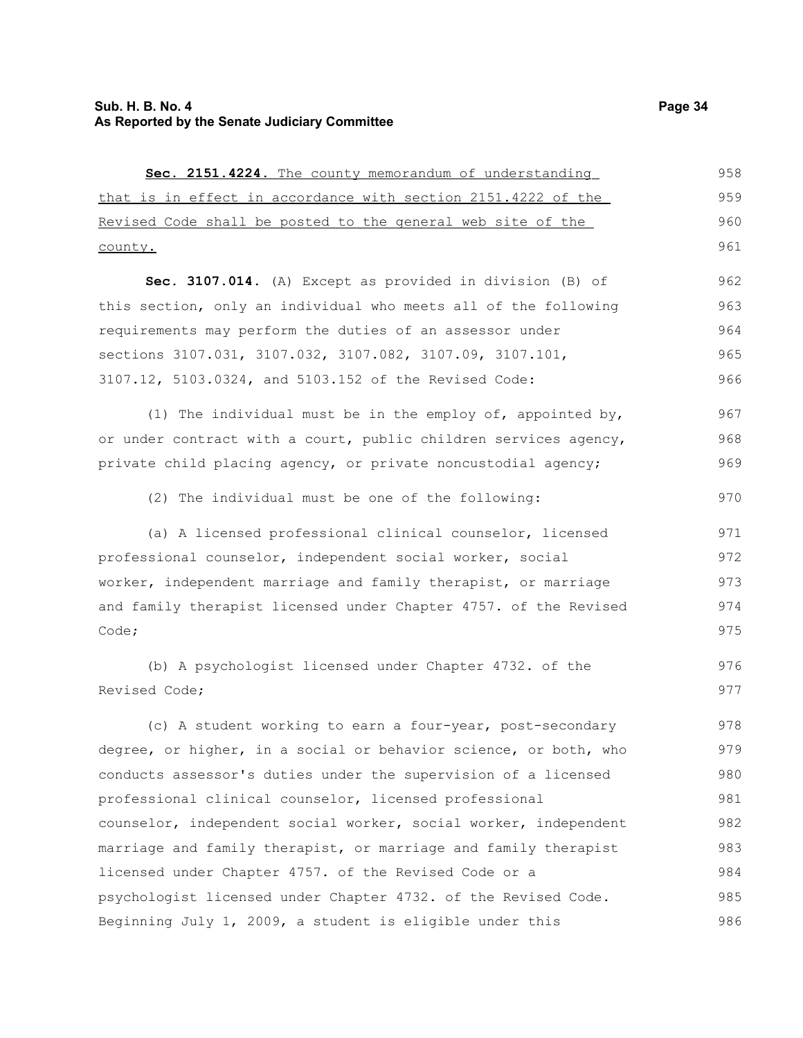**Sec. 2151.4224.** The county memorandum of understanding that is in effect in accordance with section 2151.4222 of the Revised Code shall be posted to the general web site of the county.

**Sec. 3107.014.** (A) Except as provided in division (B) of this section, only an individual who meets all of the following requirements may perform the duties of an assessor under sections 3107.031, 3107.032, 3107.082, 3107.09, 3107.101, 3107.12, 5103.0324, and 5103.152 of the Revised Code:

(1) The individual must be in the employ of, appointed by, or under contract with a court, public children services agency, private child placing agency, or private noncustodial agency;

(2) The individual must be one of the following:

(a) A licensed professional clinical counselor, licensed professional counselor, independent social worker, social worker, independent marriage and family therapist, or marriage and family therapist licensed under Chapter 4757. of the Revised Code;

(b) A psychologist licensed under Chapter 4732. of the Revised Code;

(c) A student working to earn a four-year, post-secondary degree, or higher, in a social or behavior science, or both, who conducts assessor's duties under the supervision of a licensed professional clinical counselor, licensed professional counselor, independent social worker, social worker, independent marriage and family therapist, or marriage and family therapist licensed under Chapter 4757. of the Revised Code or a psychologist licensed under Chapter 4732. of the Revised Code. Beginning July 1, 2009, a student is eligible under this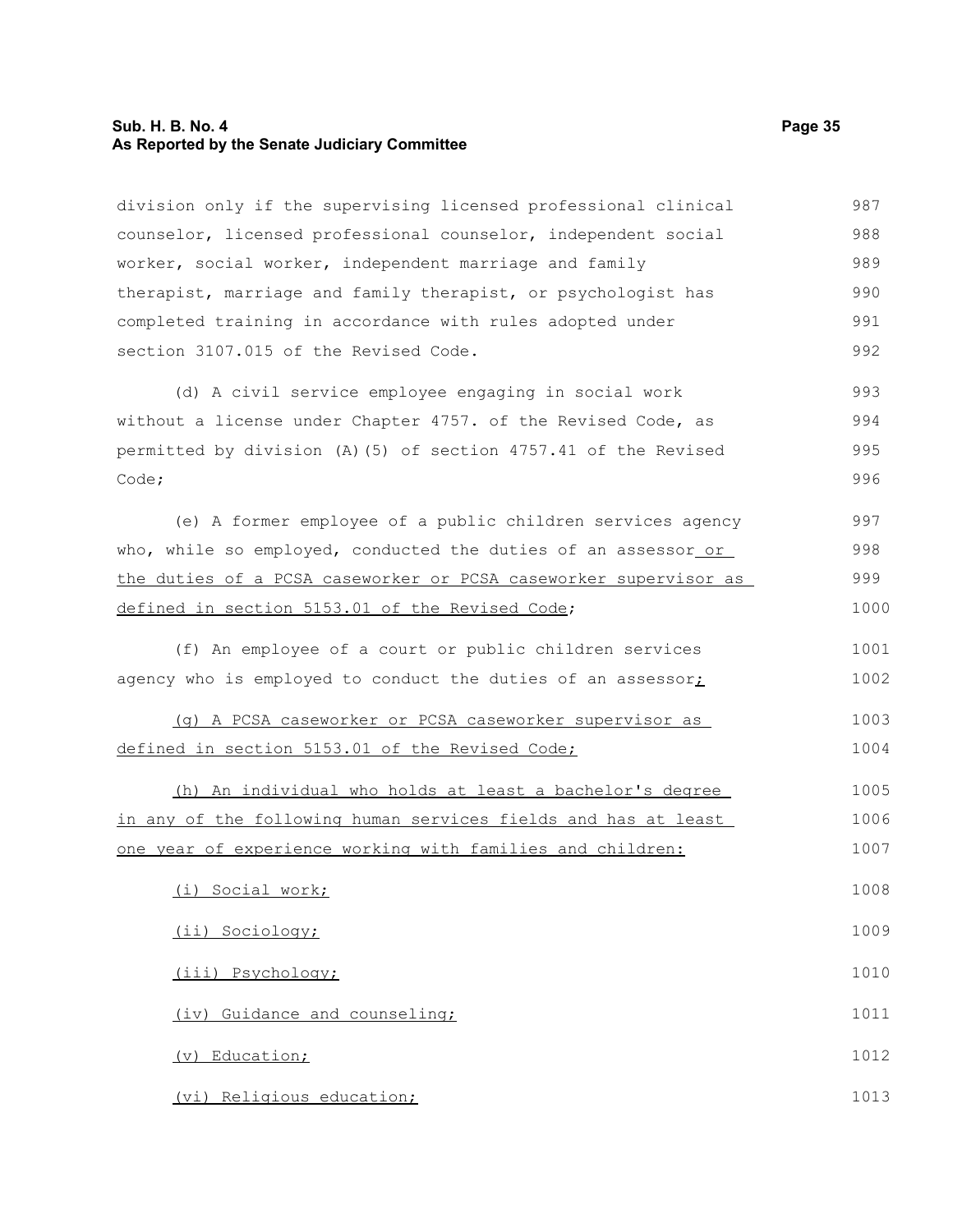division only if the supervising licensed professional clinical counselor, licensed professional counselor, independent social worker, social worker, independent marriage and family therapist, marriage and family therapist, or psychologist has completed training in accordance with rules adopted under section 3107.015 of the Revised Code.

(d) A civil service employee engaging in social work without a license under Chapter 4757. of the Revised Code, as permitted by division (A)(5) of section 4757.41 of the Revised Code;

(e) A former employee of a public children services agency who, while so employed, conducted the duties of an assessor or the duties of a PCSA caseworker or PCSA caseworker supervisor as defined in section 5153.01 of the Revised Code;

(f) An employee of a court or public children services agency who is employed to conduct the duties of an assessor;

(g) A PCSA caseworker or PCSA caseworker supervisor as defined in section 5153.01 of the Revised Code;

(h) An individual who holds at least a bachelor's degree in any of the following human services fields and has at least one year of experience working with families and children:

(i) Social work;

(ii) Sociology;

(iii) Psychology;

(iv) Guidance and counseling;

(v) Education;

(vi) Religious education;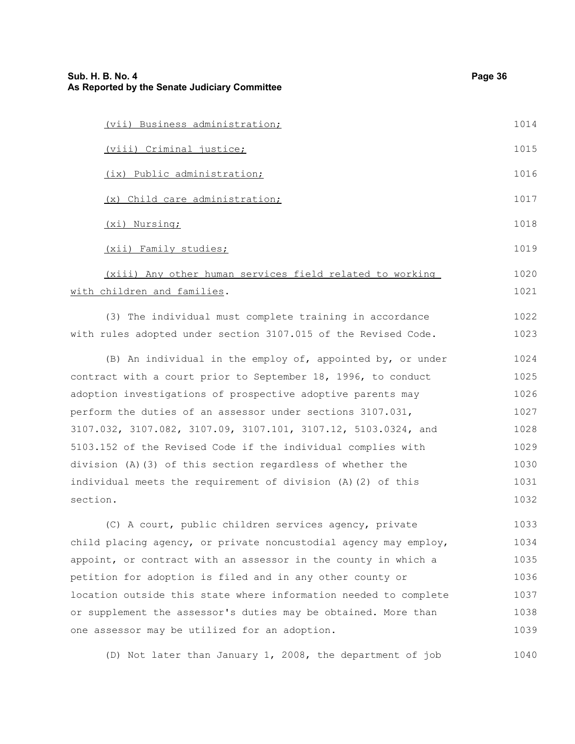(vii) Business administration;

(viii) Criminal justice;

(ix) Public administration;

(x) Child care administration;

(xi) Nursing;

(xii) Family studies;

(xiii) Any other human services field related to working with children and families.

(3) The individual must complete training in accordance with rules adopted under section 3107.015 of the Revised Code.

(B) An individual in the employ of, appointed by, or under contract with a court prior to September 18, 1996, to conduct adoption investigations of prospective adoptive parents may perform the duties of an assessor under sections 3107.031, 3107.032, 3107.082, 3107.09, 3107.101, 3107.12, 5103.0324, and 5103.152 of the Revised Code if the individual complies with division (A)(3) of this section regardless of whether the individual meets the requirement of division (A)(2) of this section.

(C) A court, public children services agency, private child placing agency, or private noncustodial agency may employ, appoint, or contract with an assessor in the county in which a petition for adoption is filed and in any other county or location outside this state where information needed to complete or supplement the assessor's duties may be obtained. More than one assessor may be utilized for an adoption.

(D) Not later than January 1, 2008, the department of job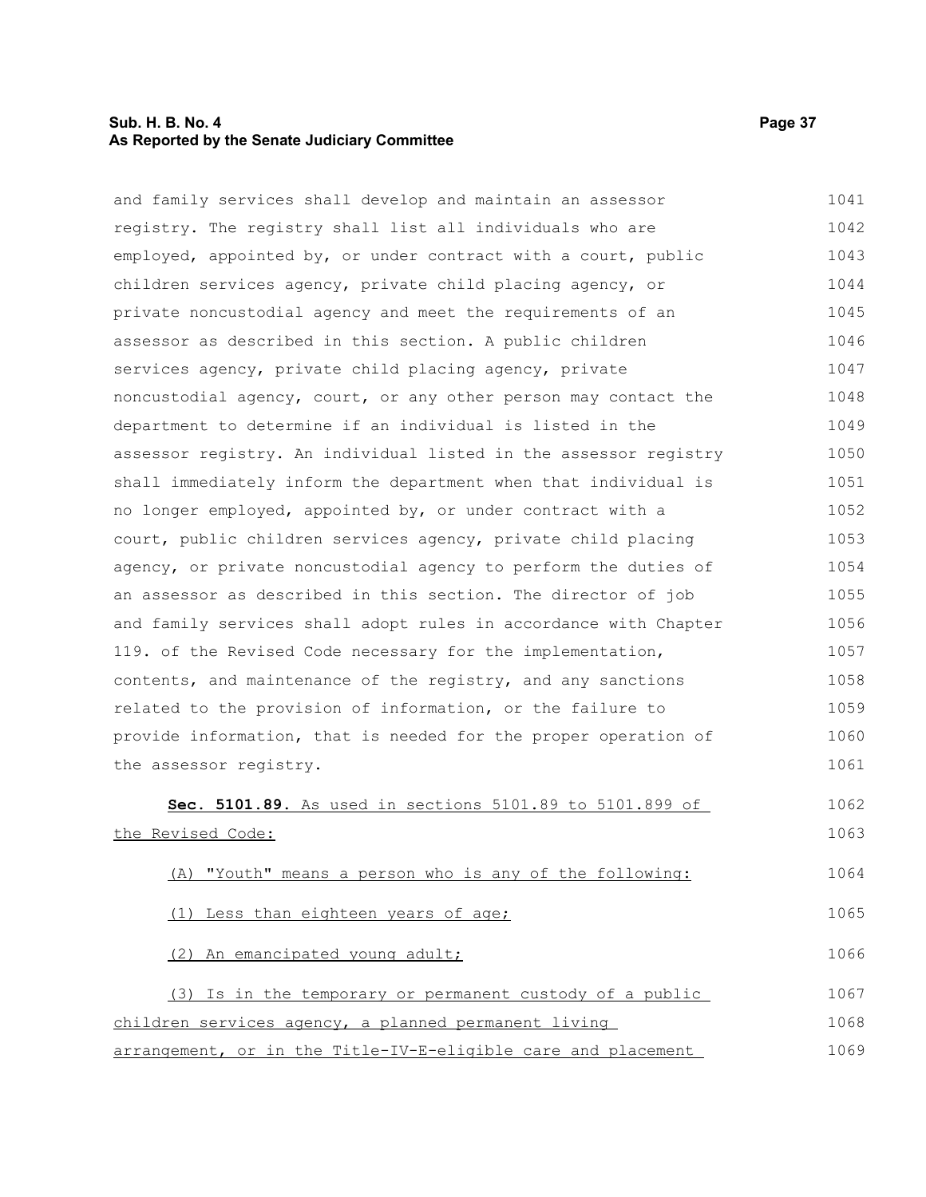and family services shall develop and maintain an assessor registry. The registry shall list all individuals who are employed, appointed by, or under contract with a court, public children services agency, private child placing agency, or private noncustodial agency and meet the requirements of an assessor as described in this section. A public children services agency, private child placing agency, private noncustodial agency, court, or any other person may contact the department to determine if an individual is listed in the assessor registry. An individual listed in the assessor registry shall immediately inform the department when that individual is no longer employed, appointed by, or under contract with a court, public children services agency, private child placing agency, or private noncustodial agency to perform the duties of an assessor as described in this section. The director of job and family services shall adopt rules in accordance with Chapter 119. of the Revised Code necessary for the implementation, contents, and maintenance of the registry, and any sanctions related to the provision of information, or the failure to provide information, that is needed for the proper operation of the assessor registry.

**Sec. 5101.89.** As used in sections 5101.89 to 5101.899 of the Revised Code:

(A) "Youth" means a person who is any of the following:

(1) Less than eighteen years of age;

(2) An emancipated young adult;

(3) Is in the temporary or permanent custody of a public children services agency, a planned permanent living arrangement, or in the Title-IV-E-eligible care and placement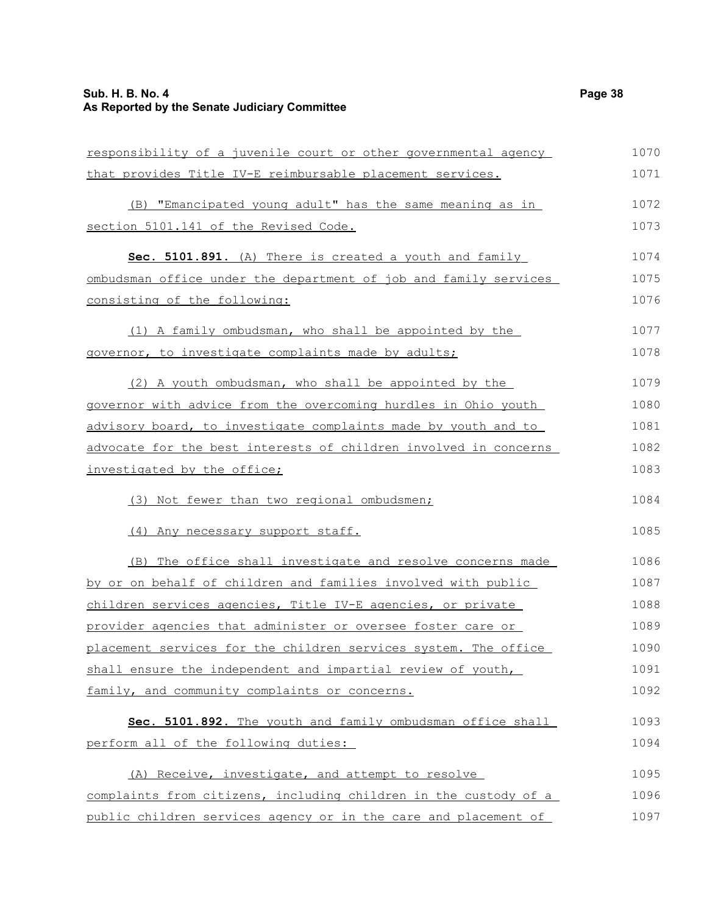responsibility of a juvenile court or other governmental agency that provides Title IV-E reimbursable placement services.

(B) "Emancipated young adult" has the same meaning as in section 5101.141 of the Revised Code.

**Sec. 5101.891.** (A) There is created a youth and family ombudsman office under the department of job and family services consisting of the following:

(1) A family ombudsman, who shall be appointed by the governor, to investigate complaints made by adults;

(2) A youth ombudsman, who shall be appointed by the governor with advice from the overcoming hurdles in Ohio youth advisory board, to investigate complaints made by youth and to advocate for the best interests of children involved in concerns investigated by the office;

(3) Not fewer than two regional ombudsmen;

(4) Any necessary support staff.

(B) The office shall investigate and resolve concerns made by or on behalf of children and families involved with public children services agencies, Title IV-E agencies, or private provider agencies that administer or oversee foster care or placement services for the children services system. The office shall ensure the independent and impartial review of youth, family, and community complaints or concerns.

**Sec. 5101.892.** The youth and family ombudsman office shall perform all of the following duties:

(A) Receive, investigate, and attempt to resolve complaints from citizens, including children in the custody of a public children services agency or in the care and placement of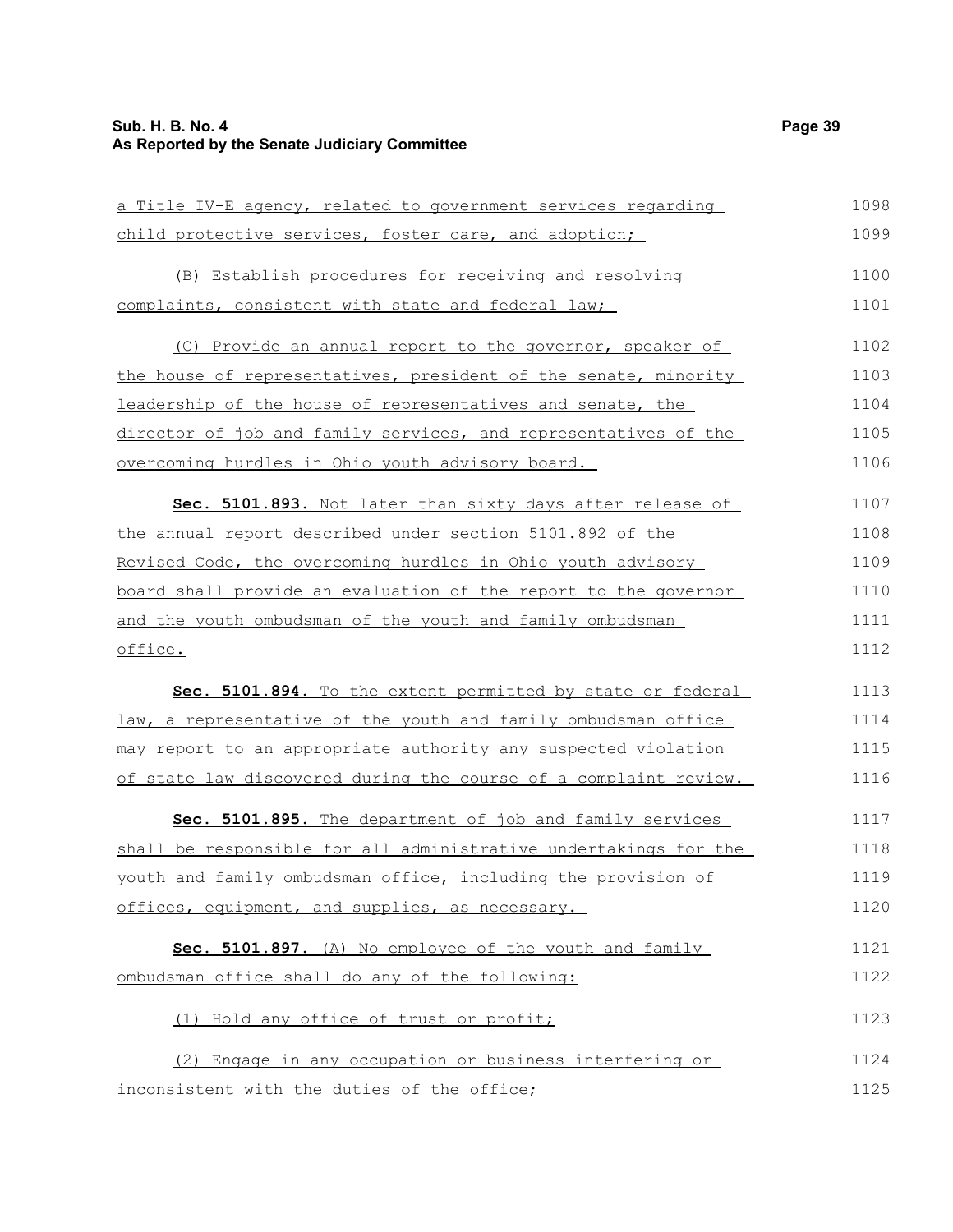a Title IV-E agency, related to government services regarding child protective services, foster care, and adoption;

(B) Establish procedures for receiving and resolving complaints, consistent with state and federal law;

(C) Provide an annual report to the governor, speaker of the house of representatives, president of the senate, minority leadership of the house of representatives and senate, the director of job and family services, and representatives of the overcoming hurdles in Ohio youth advisory board.

**Sec. 5101.893.** Not later than sixty days after release of the annual report described under section 5101.892 of the Revised Code, the overcoming hurdles in Ohio youth advisory board shall provide an evaluation of the report to the governor and the youth ombudsman of the youth and family ombudsman office.

**Sec. 5101.894.** To the extent permitted by state or federal law, a representative of the youth and family ombudsman office may report to an appropriate authority any suspected violation of state law discovered during the course of a complaint review.

**Sec. 5101.895.** The department of job and family services shall be responsible for all administrative undertakings for the youth and family ombudsman office, including the provision of offices, equipment, and supplies, as necessary.

**Sec. 5101.897.** (A) No employee of the youth and family ombudsman office shall do any of the following:

(1) Hold any office of trust or profit;

(2) Engage in any occupation or business interfering or inconsistent with the duties of the office;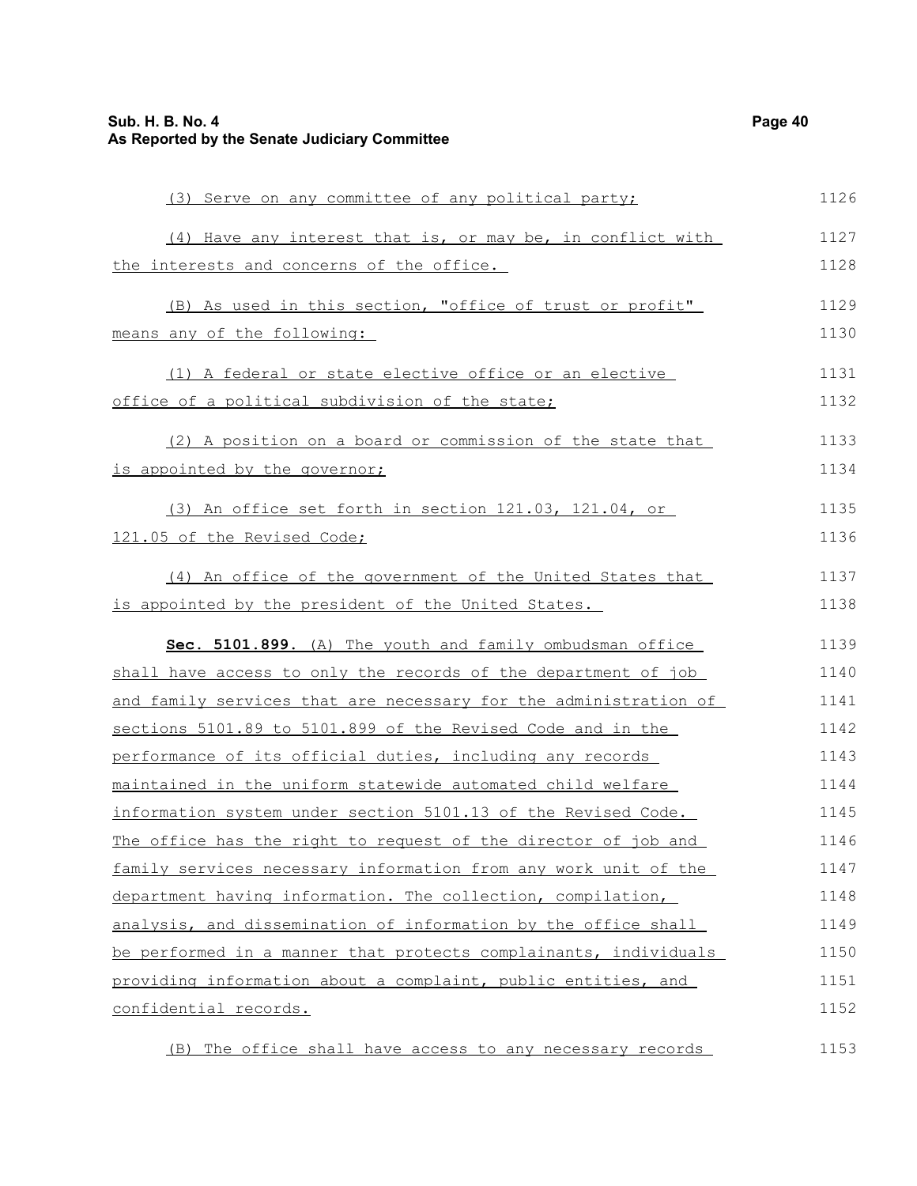(3) Serve on any committee of any political party;

(4) Have any interest that is, or may be, in conflict with the interests and concerns of the office.

(B) As used in this section, "office of trust or profit" means any of the following:

(1) A federal or state elective office or an elective office of a political subdivision of the state;

(2) A position on a board or commission of the state that is appointed by the governor;

(3) An office set forth in section 121.03, 121.04, or 121.05 of the Revised Code;

(4) An office of the government of the United States that is appointed by the president of the United States.

**Sec. 5101.899.** (A) The youth and family ombudsman office shall have access to only the records of the department of job and family services that are necessary for the administration of sections 5101.89 to 5101.899 of the Revised Code and in the performance of its official duties, including any records maintained in the uniform statewide automated child welfare information system under section 5101.13 of the Revised Code. The office has the right to request of the director of job and family services necessary information from any work unit of the department having information. The collection, compilation, analysis, and dissemination of information by the office shall be performed in a manner that protects complainants, individuals providing information about a complaint, public entities, and confidential records.

(B) The office shall have access to any necessary records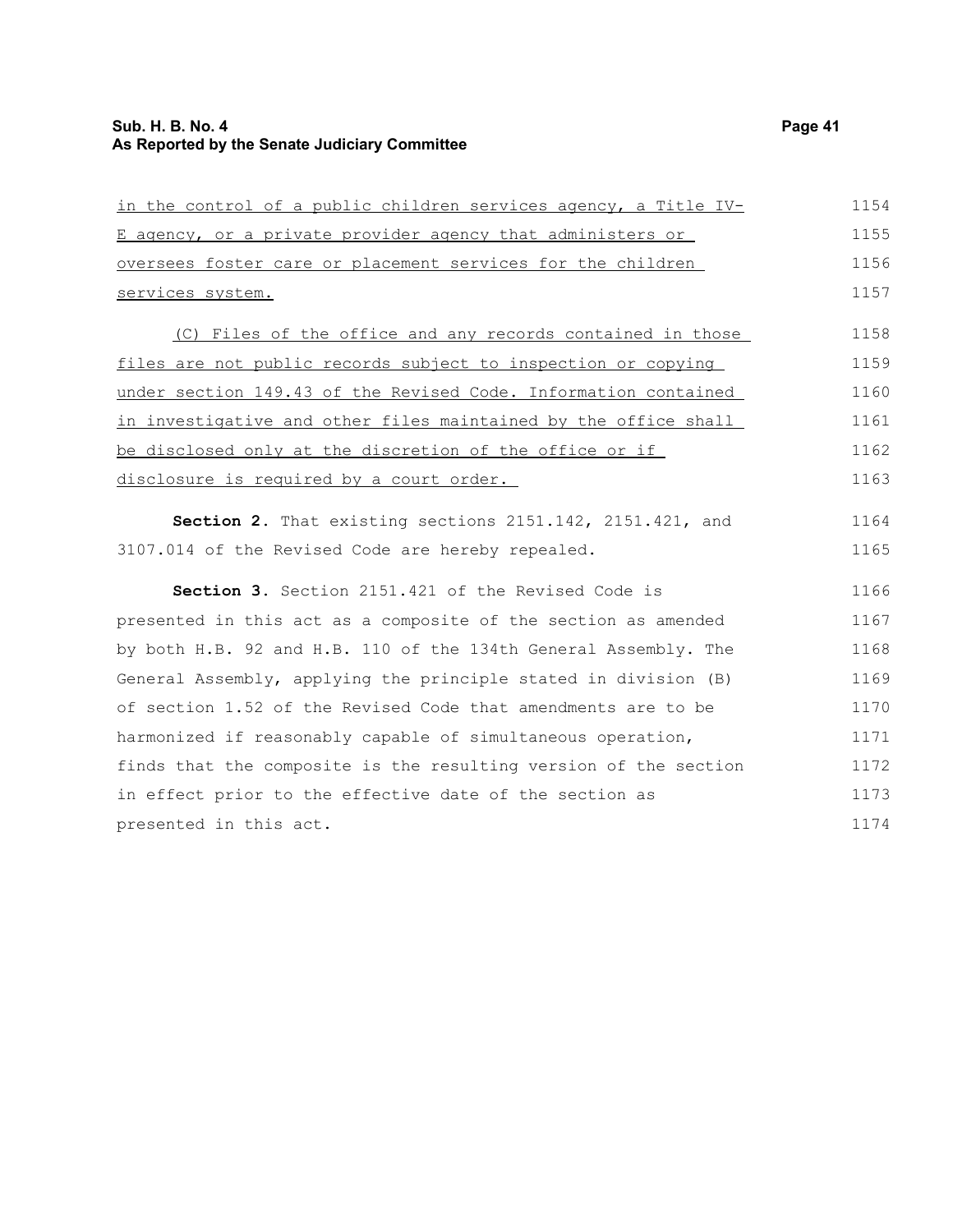in the control of a public children services agency, a Title IV-E agency, or a private provider agency that administers or oversees foster care or placement services for the children services system.

(C) Files of the office and any records contained in those files are not public records subject to inspection or copying under section 149.43 of the Revised Code. Information contained in investigative and other files maintained by the office shall be disclosed only at the discretion of the office or if disclosure is required by a court order.

**Section 2.** That existing sections 2151.142, 2151.421, and 3107.014 of the Revised Code are hereby repealed.

**Section 3.** Section 2151.421 of the Revised Code is presented in this act as a composite of the section as amended by both H.B. 92 and H.B. 110 of the 134th General Assembly. The General Assembly, applying the principle stated in division (B) of section 1.52 of the Revised Code that amendments are to be harmonized if reasonably capable of simultaneous operation, finds that the composite is the resulting version of the section in effect prior to the effective date of the section as presented in this act.